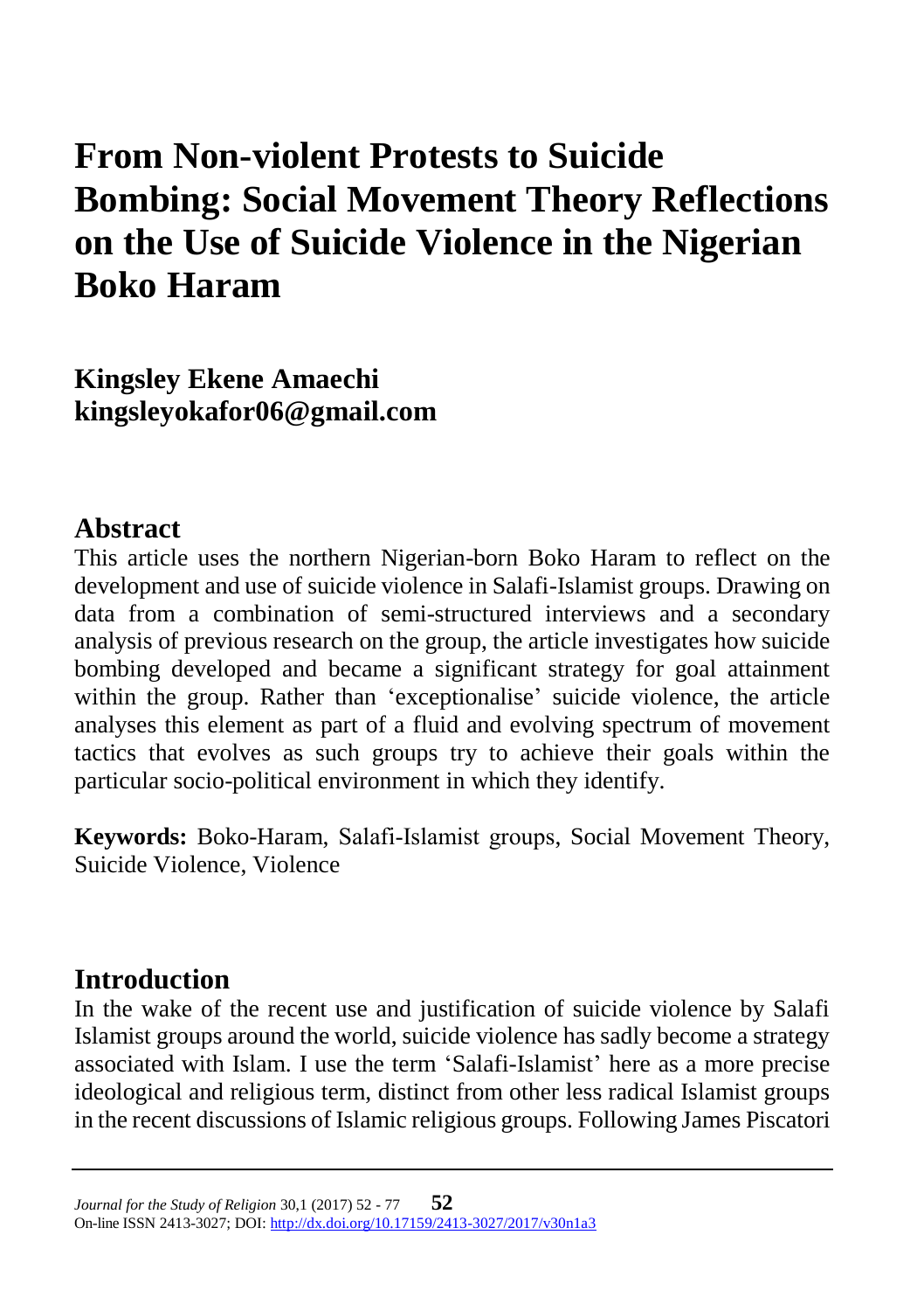# From Non-violent Protests to Suicide Bombing: Social Movement Theory Reflections on the Use of Suicide Violence in the Nigerian Boko Haram

**Kingsley Ekene Amaechi**
**kingsleyokafor06@gmail.com**

## Abstract

This article uses the northern Nigerian-born Boko Haram to reflect on the development and use of suicide violence in Salafi-Islamist groups. Drawing on data from a combination of semi-structured interviews and a secondary analysis of previous research on the group, the article investigates how suicide bombing developed and became a significant strategy for goal attainment within the group. Rather than 'exceptionalise' suicide violence, the article analyses this element as part of a fluid and evolving spectrum of movement tactics that evolves as such groups try to achieve their goals within the particular socio-political environment in which they identify.

**Keywords:** Boko-Haram, Salafi-Islamist groups, Social Movement Theory, Suicide Violence, Violence

## Introduction

In the wake of the recent use and justification of suicide violence by Salafi Islamist groups around the world, suicide violence has sadly become a strategy associated with Islam. I use the term 'Salafi-Islamist' here as a more precise ideological and religious term, distinct from other less radical Islamist groups in the recent discussions of Islamic religious groups. Following James Piscatori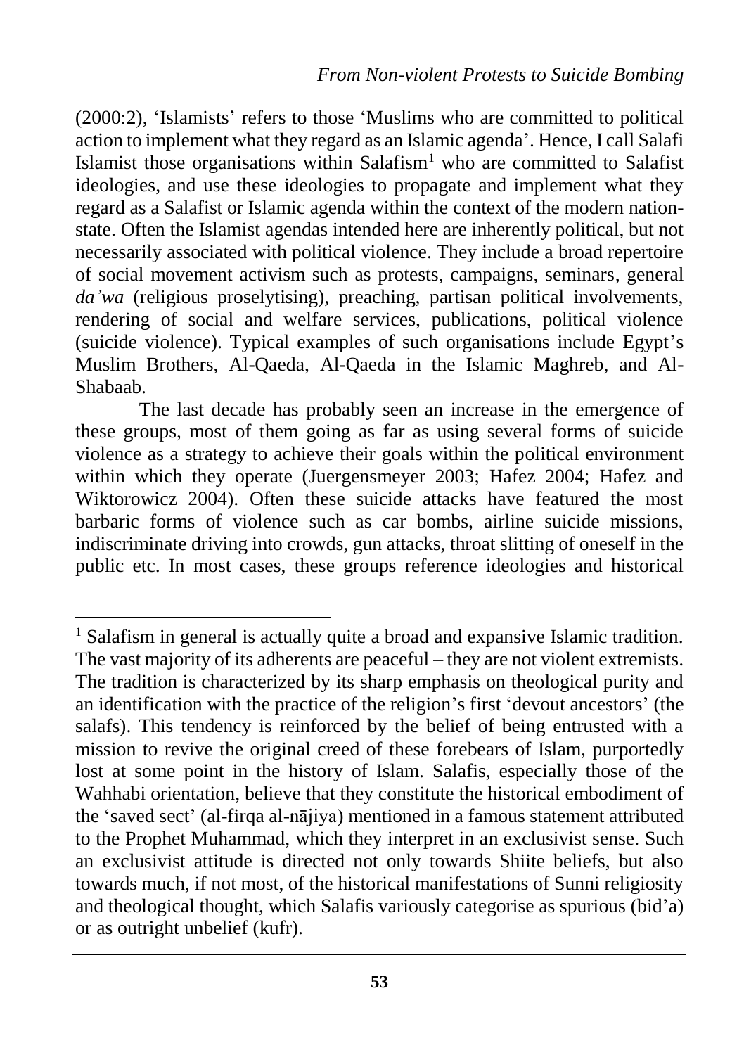(2000:2), 'Islamists' refers to those 'Muslims who are committed to political action to implement what they regard as an Islamic agenda'. Hence, I call Salafi Islamist those organisations within Salafism[1] who are committed to Salafist ideologies, and use these ideologies to propagate and implement what they regard as a Salafist or Islamic agenda within the context of the modern nation-state. Often the Islamist agendas intended here are inherently political, but not necessarily associated with political violence. They include a broad repertoire of social movement activism such as protests, campaigns, seminars, general *da'wa* (religious proselytising), preaching, partisan political involvements, rendering of social and welfare services, publications, political violence (suicide violence). Typical examples of such organisations include Egypt's Muslim Brothers, Al-Qaeda, Al-Qaeda in the Islamic Maghreb, and Al-Shabaab.

The last decade has probably seen an increase in the emergence of these groups, most of them going as far as using several forms of suicide violence as a strategy to achieve their goals within the political environment within which they operate (Juergensmeyer 2003; Hafez 2004; Hafez and Wiktorowicz 2004). Often these suicide attacks have featured the most barbaric forms of violence such as car bombs, airline suicide missions, indiscriminate driving into crowds, gun attacks, throat slitting of oneself in the public etc. In most cases, these groups reference ideologies and historical

---

[1] Salafism in general is actually quite a broad and expansive Islamic tradition. The vast majority of its adherents are peaceful – they are not violent extremists. The tradition is characterized by its sharp emphasis on theological purity and an identification with the practice of the religion's first 'devout ancestors' (the salafs). This tendency is reinforced by the belief of being entrusted with a mission to revive the original creed of these forebears of Islam, purportedly lost at some point in the history of Islam. Salafis, especially those of the Wahhabi orientation, believe that they constitute the historical embodiment of the 'saved sect' (al-firqa al-nājiya) mentioned in a famous statement attributed to the Prophet Muhammad, which they interpret in an exclusivist sense. Such an exclusivist attitude is directed not only towards Shiite beliefs, but also towards much, if not most, of the historical manifestations of Sunni religiosity and theological thought, which Salafis variously categorise as spurious (bid'a) or as outright unbelief (kufr).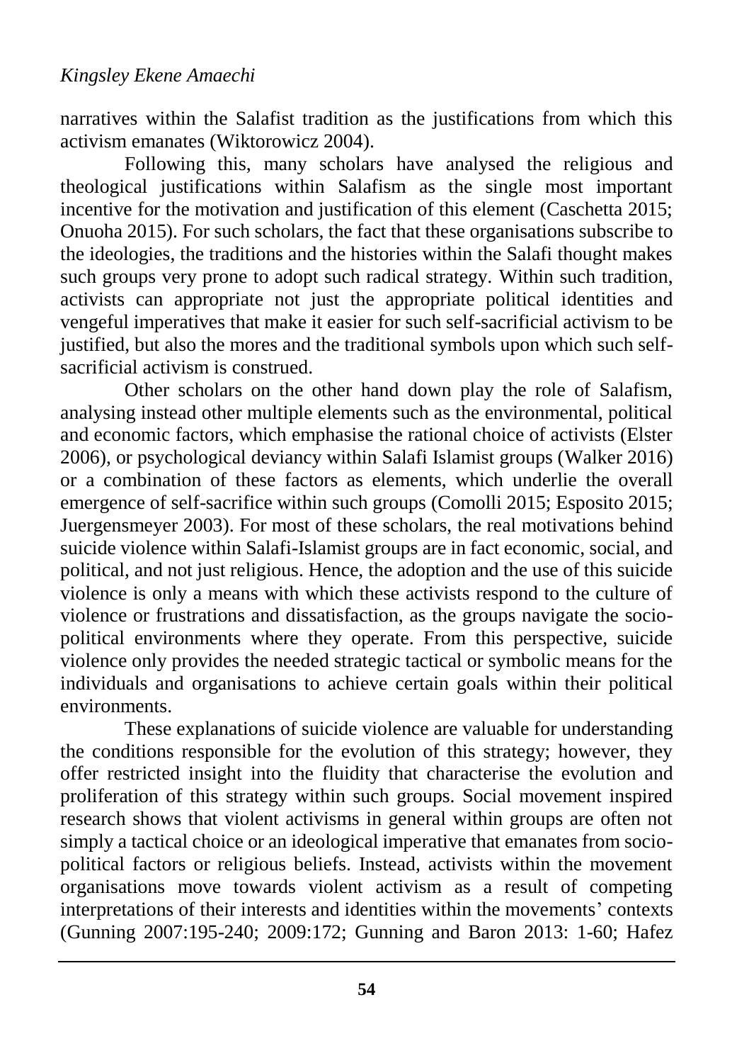narratives within the Salafist tradition as the justifications from which this activism emanates (Wiktorowicz 2004).

Following this, many scholars have analysed the religious and theological justifications within Salafism as the single most important incentive for the motivation and justification of this element (Caschetta 2015; Onuoha 2015). For such scholars, the fact that these organisations subscribe to the ideologies, the traditions and the histories within the Salafi thought makes such groups very prone to adopt such radical strategy. Within such tradition, activists can appropriate not just the appropriate political identities and vengeful imperatives that make it easier for such self-sacrificial activism to be justified, but also the mores and the traditional symbols upon which such self-sacrificial activism is construed.

Other scholars on the other hand down play the role of Salafism, analysing instead other multiple elements such as the environmental, political and economic factors, which emphasise the rational choice of activists (Elster 2006), or psychological deviancy within Salafi Islamist groups (Walker 2016) or a combination of these factors as elements, which underlie the overall emergence of self-sacrifice within such groups (Comolli 2015; Esposito 2015; Juergensmeyer 2003). For most of these scholars, the real motivations behind suicide violence within Salafi-Islamist groups are in fact economic, social, and political, and not just religious. Hence, the adoption and the use of this suicide violence is only a means with which these activists respond to the culture of violence or frustrations and dissatisfaction, as the groups navigate the socio-political environments where they operate. From this perspective, suicide violence only provides the needed strategic tactical or symbolic means for the individuals and organisations to achieve certain goals within their political environments.

These explanations of suicide violence are valuable for understanding the conditions responsible for the evolution of this strategy; however, they offer restricted insight into the fluidity that characterise the evolution and proliferation of this strategy within such groups. Social movement inspired research shows that violent activisms in general within groups are often not simply a tactical choice or an ideological imperative that emanates from socio-political factors or religious beliefs. Instead, activists within the movement organisations move towards violent activism as a result of competing interpretations of their interests and identities within the movements' contexts (Gunning 2007:195-240; 2009:172; Gunning and Baron 2013: 1-60; Hafez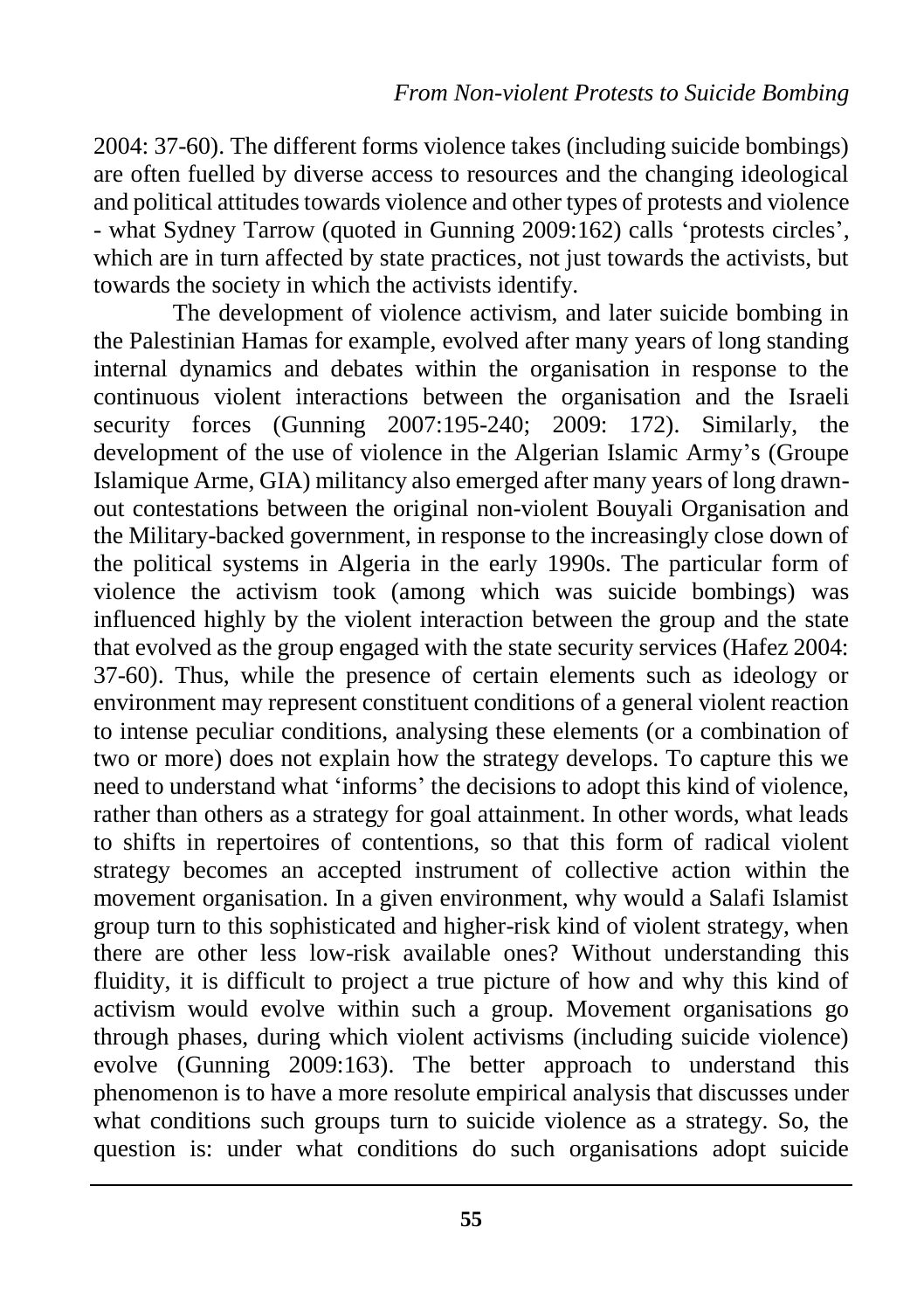2004: 37-60). The different forms violence takes (including suicide bombings) are often fuelled by diverse access to resources and the changing ideological and political attitudes towards violence and other types of protests and violence - what Sydney Tarrow (quoted in Gunning 2009:162) calls 'protests circles', which are in turn affected by state practices, not just towards the activists, but towards the society in which the activists identify.

The development of violence activism, and later suicide bombing in the Palestinian Hamas for example, evolved after many years of long standing internal dynamics and debates within the organisation in response to the continuous violent interactions between the organisation and the Israeli security forces (Gunning 2007:195-240; 2009: 172). Similarly, the development of the use of violence in the Algerian Islamic Army's (Groupe Islamique Arme, GIA) militancy also emerged after many years of long drawn-out contestations between the original non-violent Bouyali Organisation and the Military-backed government, in response to the increasingly close down of the political systems in Algeria in the early 1990s. The particular form of violence the activism took (among which was suicide bombings) was influenced highly by the violent interaction between the group and the state that evolved as the group engaged with the state security services (Hafez 2004: 37-60). Thus, while the presence of certain elements such as ideology or environment may represent constituent conditions of a general violent reaction to intense peculiar conditions, analysing these elements (or a combination of two or more) does not explain how the strategy develops. To capture this we need to understand what 'informs' the decisions to adopt this kind of violence, rather than others as a strategy for goal attainment. In other words, what leads to shifts in repertoires of contentions, so that this form of radical violent strategy becomes an accepted instrument of collective action within the movement organisation. In a given environment, why would a Salafi Islamist group turn to this sophisticated and higher-risk kind of violent strategy, when there are other less low-risk available ones? Without understanding this fluidity, it is difficult to project a true picture of how and why this kind of activism would evolve within such a group. Movement organisations go through phases, during which violent activisms (including suicide violence) evolve (Gunning 2009:163). The better approach to understand this phenomenon is to have a more resolute empirical analysis that discusses under what conditions such groups turn to suicide violence as a strategy. So, the question is: under what conditions do such organisations adopt suicide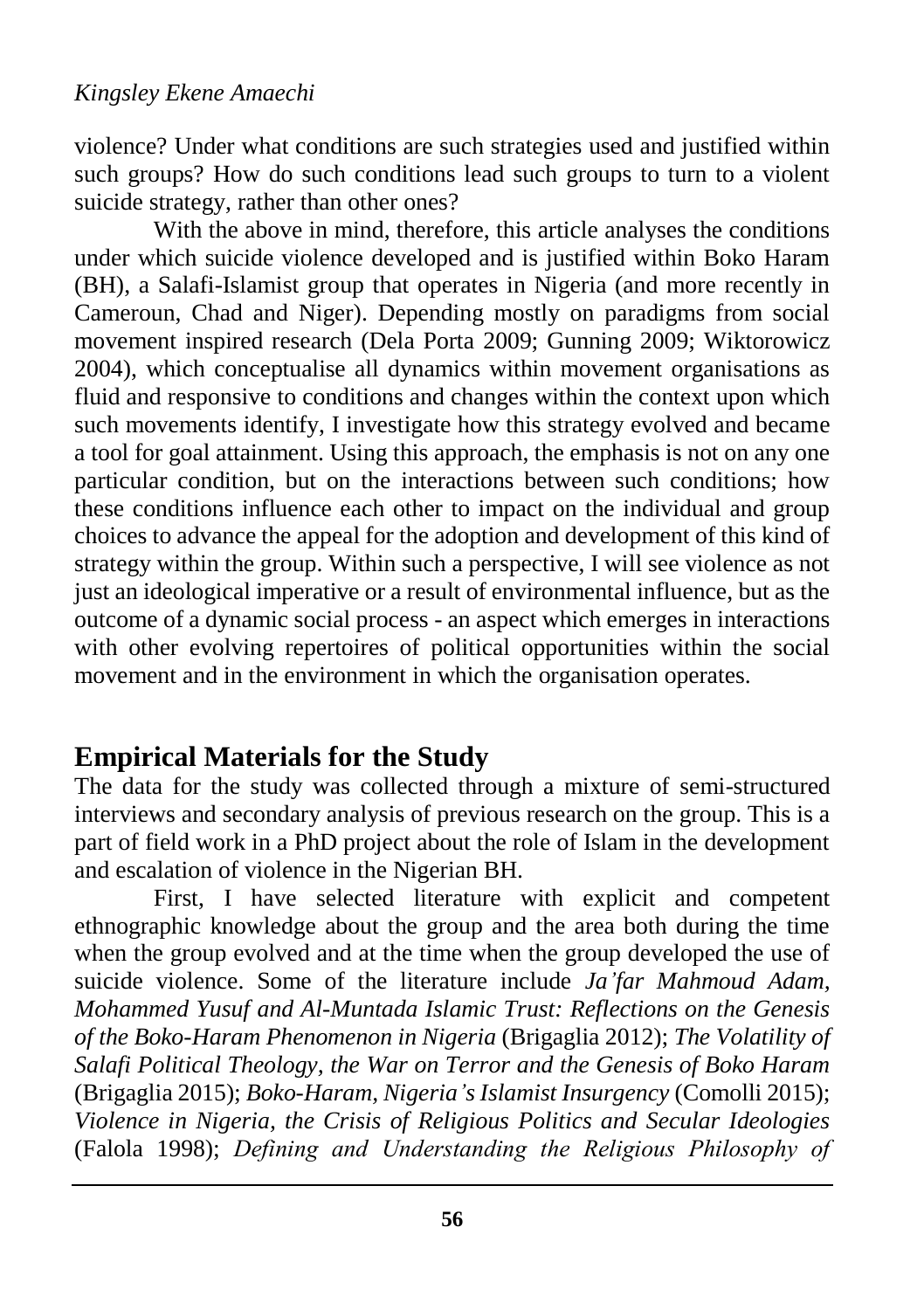violence? Under what conditions are such strategies used and justified within such groups? How do such conditions lead such groups to turn to a violent suicide strategy, rather than other ones?

With the above in mind, therefore, this article analyses the conditions under which suicide violence developed and is justified within Boko Haram (BH), a Salafi-Islamist group that operates in Nigeria (and more recently in Cameroun, Chad and Niger). Depending mostly on paradigms from social movement inspired research (Dela Porta 2009; Gunning 2009; Wiktorowicz 2004), which conceptualise all dynamics within movement organisations as fluid and responsive to conditions and changes within the context upon which such movements identify, I investigate how this strategy evolved and became a tool for goal attainment. Using this approach, the emphasis is not on any one particular condition, but on the interactions between such conditions; how these conditions influence each other to impact on the individual and group choices to advance the appeal for the adoption and development of this kind of strategy within the group. Within such a perspective, I will see violence as not just an ideological imperative or a result of environmental influence, but as the outcome of a dynamic social process - an aspect which emerges in interactions with other evolving repertoires of political opportunities within the social movement and in the environment in which the organisation operates.

## Empirical Materials for the Study

The data for the study was collected through a mixture of semi-structured interviews and secondary analysis of previous research on the group. This is a part of field work in a PhD project about the role of Islam in the development and escalation of violence in the Nigerian BH.

First, I have selected literature with explicit and competent ethnographic knowledge about the group and the area both during the time when the group evolved and at the time when the group developed the use of suicide violence. Some of the literature include *Ja'far Mahmoud Adam, Mohammed Yusuf and Al-Muntada Islamic Trust: Reflections on the Genesis of the Boko-Haram Phenomenon in Nigeria* (Brigaglia 2012); *The Volatility of Salafi Political Theology, the War on Terror and the Genesis of Boko Haram* (Brigaglia 2015); *Boko-Haram, Nigeria's Islamist Insurgency* (Comolli 2015); *Violence in Nigeria, the Crisis of Religious Politics and Secular Ideologies* (Falola 1998); *Defining and Understanding the Religious Philosophy of*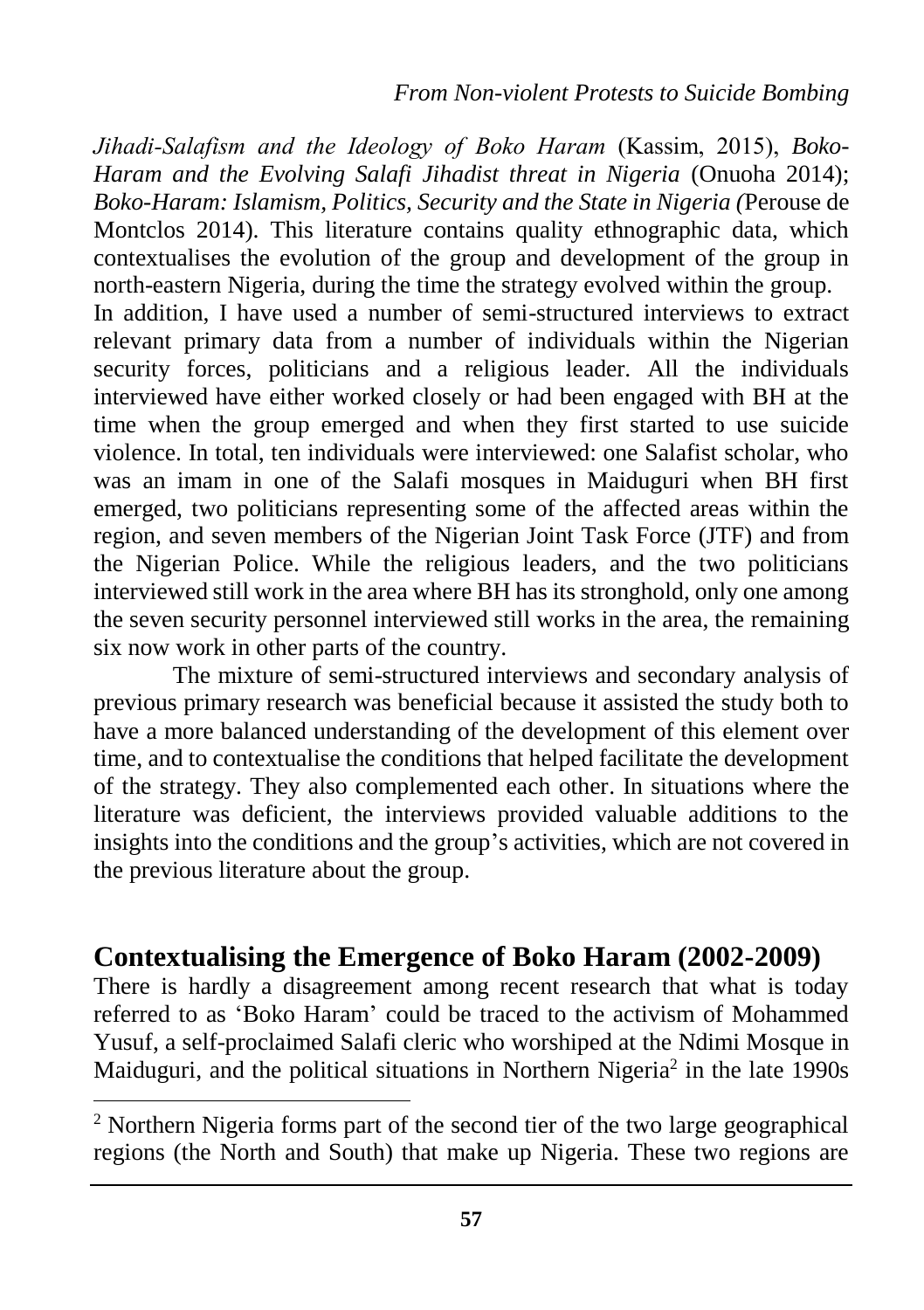*Jihadi-Salafism and the Ideology of Boko Haram* (Kassim, 2015), *Boko-Haram and the Evolving Salafi Jihadist threat in Nigeria* (Onuoha 2014); *Boko-Haram: Islamism, Politics, Security and the State in Nigeria (*Perouse de Montclos 2014). This literature contains quality ethnographic data, which contextualises the evolution of the group and development of the group in north-eastern Nigeria, during the time the strategy evolved within the group.

In addition, I have used a number of semi-structured interviews to extract relevant primary data from a number of individuals within the Nigerian security forces, politicians and a religious leader. All the individuals interviewed have either worked closely or had been engaged with BH at the time when the group emerged and when they first started to use suicide violence. In total, ten individuals were interviewed: one Salafist scholar, who was an imam in one of the Salafi mosques in Maiduguri when BH first emerged, two politicians representing some of the affected areas within the region, and seven members of the Nigerian Joint Task Force (JTF) and from the Nigerian Police. While the religious leaders, and the two politicians interviewed still work in the area where BH has its stronghold, only one among the seven security personnel interviewed still works in the area, the remaining six now work in other parts of the country.

The mixture of semi-structured interviews and secondary analysis of previous primary research was beneficial because it assisted the study both to have a more balanced understanding of the development of this element over time, and to contextualise the conditions that helped facilitate the development of the strategy. They also complemented each other. In situations where the literature was deficient, the interviews provided valuable additions to the insights into the conditions and the group's activities, which are not covered in the previous literature about the group.

## Contextualising the Emergence of Boko Haram (2002-2009)

There is hardly a disagreement among recent research that what is today referred to as 'Boko Haram' could be traced to the activism of Mohammed Yusuf, a self-proclaimed Salafi cleric who worshiped at the Ndimi Mosque in Maiduguri, and the political situations in Northern Nigeria[2] in the late 1990s

[2] Northern Nigeria forms part of the second tier of the two large geographical regions (the North and South) that make up Nigeria. These two regions are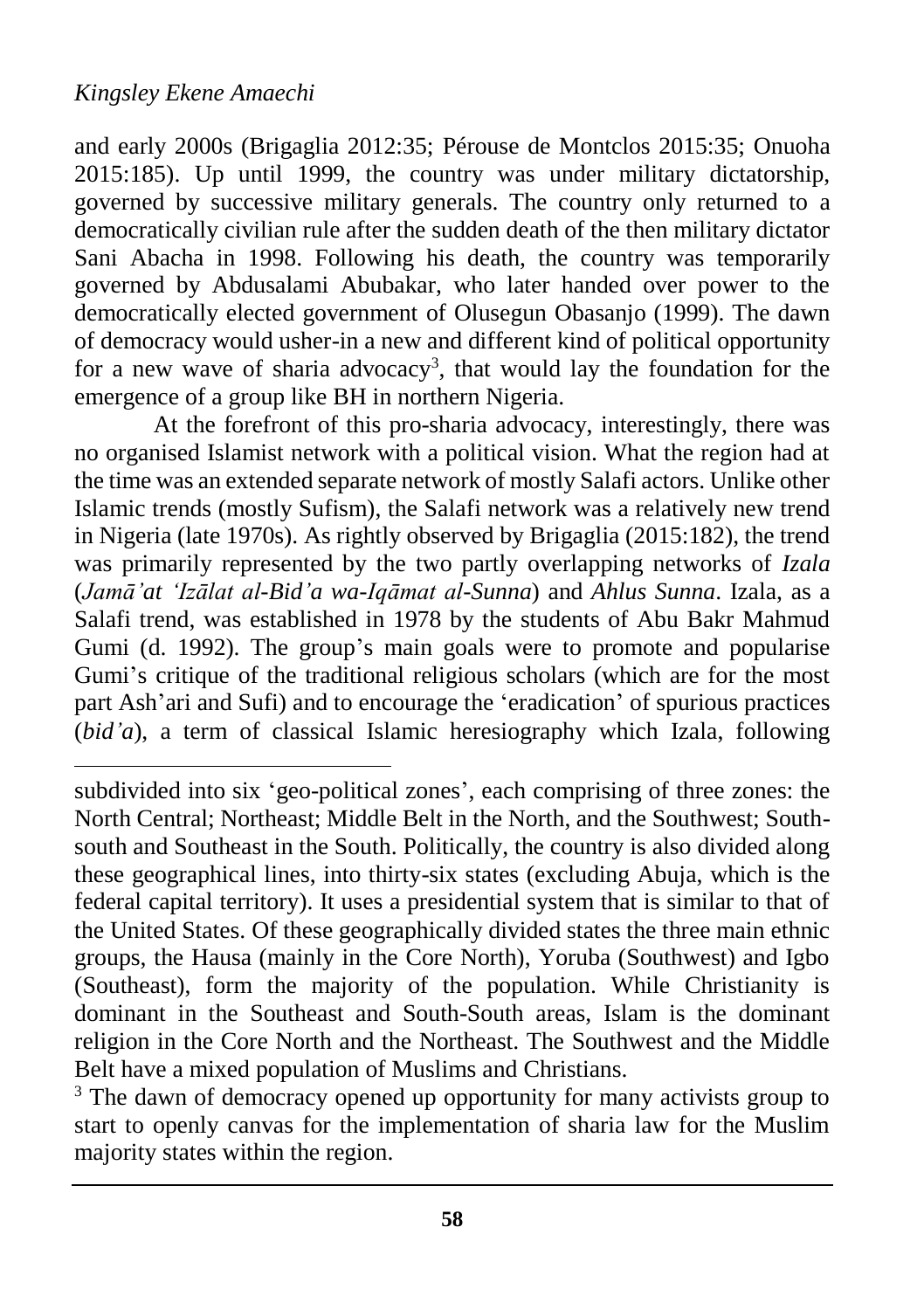and early 2000s (Brigaglia 2012:35; Pérouse de Montclos 2015:35; Onuoha 2015:185). Up until 1999, the country was under military dictatorship, governed by successive military generals. The country only returned to a democratically civilian rule after the sudden death of the then military dictator Sani Abacha in 1998. Following his death, the country was temporarily governed by Abdusalami Abubakar, who later handed over power to the democratically elected government of Olusegun Obasanjo (1999). The dawn of democracy would usher-in a new and different kind of political opportunity for a new wave of sharia advocacy[3], that would lay the foundation for the emergence of a group like BH in northern Nigeria.

At the forefront of this pro-sharia advocacy, interestingly, there was no organised Islamist network with a political vision. What the region had at the time was an extended separate network of mostly Salafi actors. Unlike other Islamic trends (mostly Sufism), the Salafi network was a relatively new trend in Nigeria (late 1970s). As rightly observed by Brigaglia (2015:182), the trend was primarily represented by the two partly overlapping networks of *Izala* (*Jamā'at 'Izālat al-Bid'a wa-Iqāmat al-Sunna*) and *Ahlus Sunna*. Izala, as a Salafi trend, was established in 1978 by the students of Abu Bakr Mahmud Gumi (d. 1992). The group's main goals were to promote and popularise Gumi's critique of the traditional religious scholars (which are for the most part Ash'ari and Sufi) and to encourage the 'eradication' of spurious practices (*bid'a*), a term of classical Islamic heresiography which Izala, following

---

subdivided into six 'geo-political zones', each comprising of three zones: the North Central; Northeast; Middle Belt in the North, and the Southwest; South-south and Southeast in the South. Politically, the country is also divided along these geographical lines, into thirty-six states (excluding Abuja, which is the federal capital territory). It uses a presidential system that is similar to that of the United States. Of these geographically divided states the three main ethnic groups, the Hausa (mainly in the Core North), Yoruba (Southwest) and Igbo (Southeast), form the majority of the population. While Christianity is dominant in the Southeast and South-South areas, Islam is the dominant religion in the Core North and the Northeast. The Southwest and the Middle Belt have a mixed population of Muslims and Christians.

[3] The dawn of democracy opened up opportunity for many activists group to start to openly canvas for the implementation of sharia law for the Muslim majority states within the region.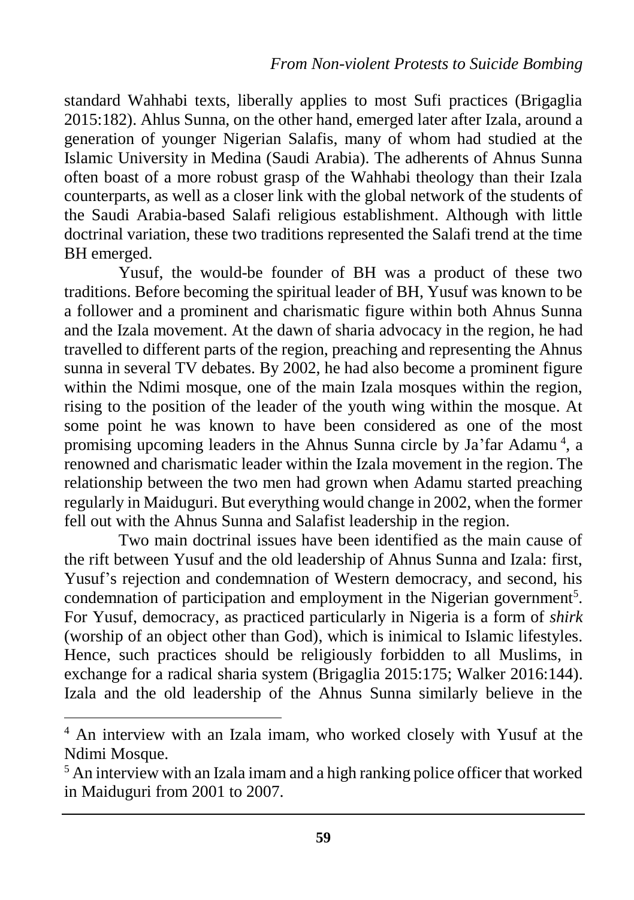standard Wahhabi texts, liberally applies to most Sufi practices (Brigaglia 2015:182). Ahlus Sunna, on the other hand, emerged later after Izala, around a generation of younger Nigerian Salafis, many of whom had studied at the Islamic University in Medina (Saudi Arabia). The adherents of Ahnus Sunna often boast of a more robust grasp of the Wahhabi theology than their Izala counterparts, as well as a closer link with the global network of the students of the Saudi Arabia-based Salafi religious establishment. Although with little doctrinal variation, these two traditions represented the Salafi trend at the time BH emerged.

Yusuf, the would-be founder of BH was a product of these two traditions. Before becoming the spiritual leader of BH, Yusuf was known to be a follower and a prominent and charismatic figure within both Ahnus Sunna and the Izala movement. At the dawn of sharia advocacy in the region, he had travelled to different parts of the region, preaching and representing the Ahnus sunna in several TV debates. By 2002, he had also become a prominent figure within the Ndimi mosque, one of the main Izala mosques within the region, rising to the position of the leader of the youth wing within the mosque. At some point he was known to have been considered as one of the most promising upcoming leaders in the Ahnus Sunna circle by Ja'far Adamu [4], a renowned and charismatic leader within the Izala movement in the region. The relationship between the two men had grown when Adamu started preaching regularly in Maiduguri. But everything would change in 2002, when the former fell out with the Ahnus Sunna and Salafist leadership in the region.

Two main doctrinal issues have been identified as the main cause of the rift between Yusuf and the old leadership of Ahnus Sunna and Izala: first, Yusuf's rejection and condemnation of Western democracy, and second, his condemnation of participation and employment in the Nigerian government[5]. For Yusuf, democracy, as practiced particularly in Nigeria is a form of *shirk* (worship of an object other than God), which is inimical to Islamic lifestyles. Hence, such practices should be religiously forbidden to all Muslims, in exchange for a radical sharia system (Brigaglia 2015:175; Walker 2016:144). Izala and the old leadership of the Ahnus Sunna similarly believe in the

---

[4] An interview with an Izala imam, who worked closely with Yusuf at the Ndimi Mosque.

[5] An interview with an Izala imam and a high ranking police officer that worked in Maiduguri from 2001 to 2007.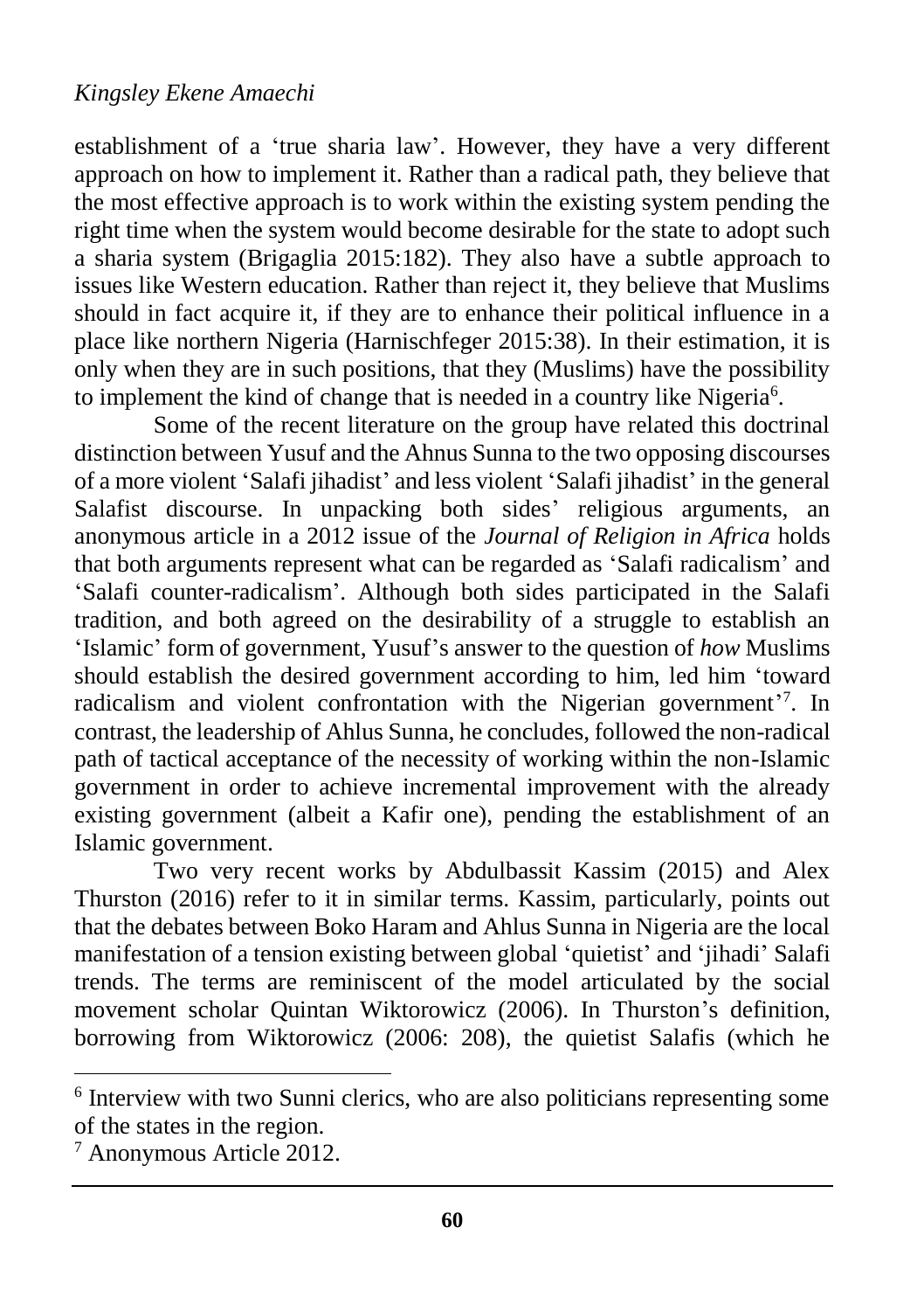establishment of a 'true sharia law'. However, they have a very different approach on how to implement it. Rather than a radical path, they believe that the most effective approach is to work within the existing system pending the right time when the system would become desirable for the state to adopt such a sharia system (Brigaglia 2015:182). They also have a subtle approach to issues like Western education. Rather than reject it, they believe that Muslims should in fact acquire it, if they are to enhance their political influence in a place like northern Nigeria (Harnischfeger 2015:38). In their estimation, it is only when they are in such positions, that they (Muslims) have the possibility to implement the kind of change that is needed in a country like Nigeria[6].

Some of the recent literature on the group have related this doctrinal distinction between Yusuf and the Ahnus Sunna to the two opposing discourses of a more violent 'Salafi jihadist' and less violent 'Salafi jihadist' in the general Salafist discourse. In unpacking both sides' religious arguments, an anonymous article in a 2012 issue of the *Journal of Religion in Africa* holds that both arguments represent what can be regarded as 'Salafi radicalism' and 'Salafi counter-radicalism'. Although both sides participated in the Salafi tradition, and both agreed on the desirability of a struggle to establish an 'Islamic' form of government, Yusuf's answer to the question of *how* Muslims should establish the desired government according to him, led him 'toward radicalism and violent confrontation with the Nigerian government'[7]. In contrast, the leadership of Ahlus Sunna, he concludes, followed the non-radical path of tactical acceptance of the necessity of working within the non-Islamic government in order to achieve incremental improvement with the already existing government (albeit a Kafir one), pending the establishment of an Islamic government.

Two very recent works by Abdulbassit Kassim (2015) and Alex Thurston (2016) refer to it in similar terms. Kassim, particularly, points out that the debates between Boko Haram and Ahlus Sunna in Nigeria are the local manifestation of a tension existing between global 'quietist' and 'jihadi' Salafi trends. The terms are reminiscent of the model articulated by the social movement scholar Quintan Wiktorowicz (2006). In Thurston's definition, borrowing from Wiktorowicz (2006: 208), the quietist Salafis (which he

---

[6] Interview with two Sunni clerics, who are also politicians representing some of the states in the region.

[7] Anonymous Article 2012.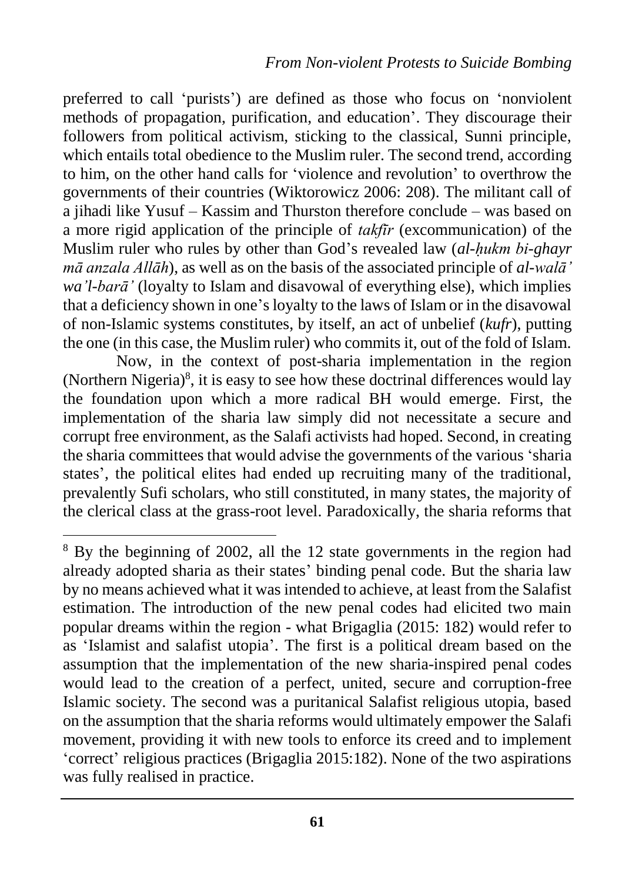preferred to call 'purists') are defined as those who focus on 'nonviolent methods of propagation, purification, and education'. They discourage their followers from political activism, sticking to the classical, Sunni principle, which entails total obedience to the Muslim ruler. The second trend, according to him, on the other hand calls for 'violence and revolution' to overthrow the governments of their countries (Wiktorowicz 2006: 208). The militant call of a jihadi like Yusuf – Kassim and Thurston therefore conclude – was based on a more rigid application of the principle of *takfīr* (excommunication) of the Muslim ruler who rules by other than God's revealed law (*al-ḥukm bi-ghayr mā anzala Allāh*), as well as on the basis of the associated principle of *al-walā' wa'l-barā'* (loyalty to Islam and disavowal of everything else), which implies that a deficiency shown in one's loyalty to the laws of Islam or in the disavowal of non-Islamic systems constitutes, by itself, an act of unbelief (*kufr*), putting the one (in this case, the Muslim ruler) who commits it, out of the fold of Islam.

Now, in the context of post-sharia implementation in the region (Northern Nigeria)[8], it is easy to see how these doctrinal differences would lay the foundation upon which a more radical BH would emerge. First, the implementation of the sharia law simply did not necessitate a secure and corrupt free environment, as the Salafi activists had hoped. Second, in creating the sharia committees that would advise the governments of the various 'sharia states', the political elites had ended up recruiting many of the traditional, prevalently Sufi scholars, who still constituted, in many states, the majority of the clerical class at the grass-root level. Paradoxically, the sharia reforms that

---

[8] By the beginning of 2002, all the 12 state governments in the region had already adopted sharia as their states' binding penal code. But the sharia law by no means achieved what it was intended to achieve, at least from the Salafist estimation. The introduction of the new penal codes had elicited two main popular dreams within the region - what Brigaglia (2015: 182) would refer to as 'Islamist and salafist utopia'. The first is a political dream based on the assumption that the implementation of the new sharia-inspired penal codes would lead to the creation of a perfect, united, secure and corruption-free Islamic society. The second was a puritanical Salafist religious utopia, based on the assumption that the sharia reforms would ultimately empower the Salafi movement, providing it with new tools to enforce its creed and to implement 'correct' religious practices (Brigaglia 2015:182). None of the two aspirations was fully realised in practice.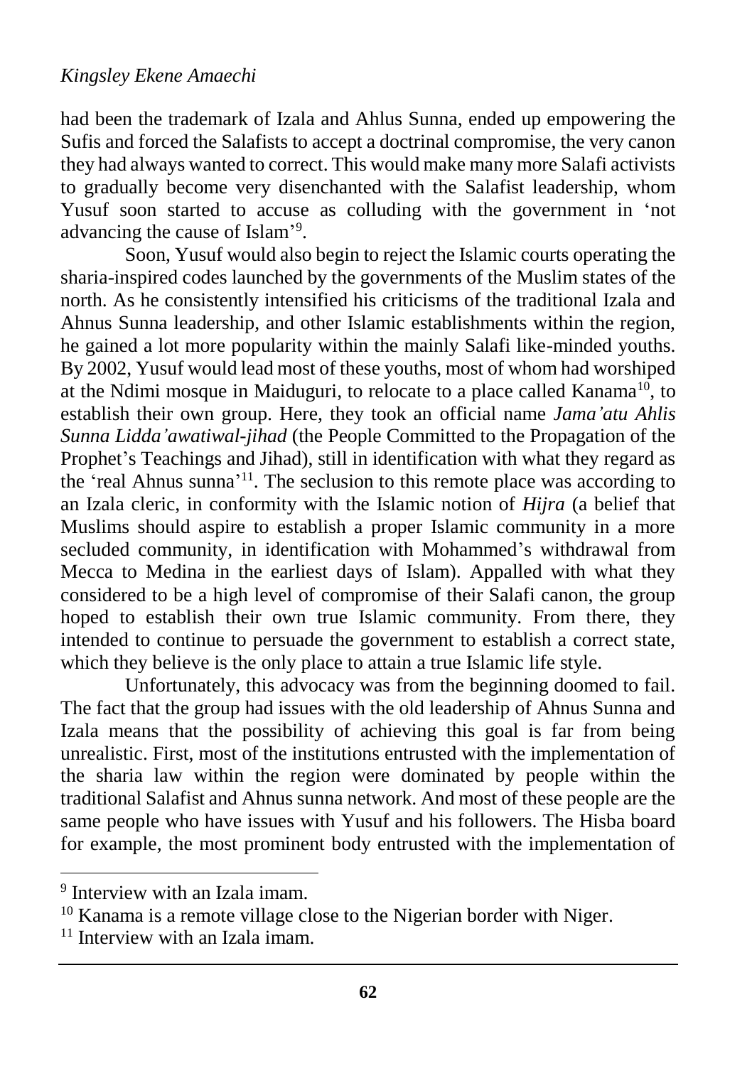had been the trademark of Izala and Ahlus Sunna, ended up empowering the Sufis and forced the Salafists to accept a doctrinal compromise, the very canon they had always wanted to correct. This would make many more Salafi activists to gradually become very disenchanted with the Salafist leadership, whom Yusuf soon started to accuse as colluding with the government in 'not advancing the cause of Islam'[9].

Soon, Yusuf would also begin to reject the Islamic courts operating the sharia-inspired codes launched by the governments of the Muslim states of the north. As he consistently intensified his criticisms of the traditional Izala and Ahnus Sunna leadership, and other Islamic establishments within the region, he gained a lot more popularity within the mainly Salafi like-minded youths. By 2002, Yusuf would lead most of these youths, most of whom had worshiped at the Ndimi mosque in Maiduguri, to relocate to a place called Kanama[10], to establish their own group. Here, they took an official name *Jama'atu Ahlis Sunna Lidda'awatiwal-jihad* (the People Committed to the Propagation of the Prophet's Teachings and Jihad), still in identification with what they regard as the 'real Ahnus sunna'[11]. The seclusion to this remote place was according to an Izala cleric, in conformity with the Islamic notion of *Hijra* (a belief that Muslims should aspire to establish a proper Islamic community in a more secluded community, in identification with Mohammed's withdrawal from Mecca to Medina in the earliest days of Islam). Appalled with what they considered to be a high level of compromise of their Salafi canon, the group hoped to establish their own true Islamic community. From there, they intended to continue to persuade the government to establish a correct state, which they believe is the only place to attain a true Islamic life style.

Unfortunately, this advocacy was from the beginning doomed to fail. The fact that the group had issues with the old leadership of Ahnus Sunna and Izala means that the possibility of achieving this goal is far from being unrealistic. First, most of the institutions entrusted with the implementation of the sharia law within the region were dominated by people within the traditional Salafist and Ahnus sunna network. And most of these people are the same people who have issues with Yusuf and his followers. The Hisba board for example, the most prominent body entrusted with the implementation of

---

[9] Interview with an Izala imam.

[10] Kanama is a remote village close to the Nigerian border with Niger.

[11] Interview with an Izala imam.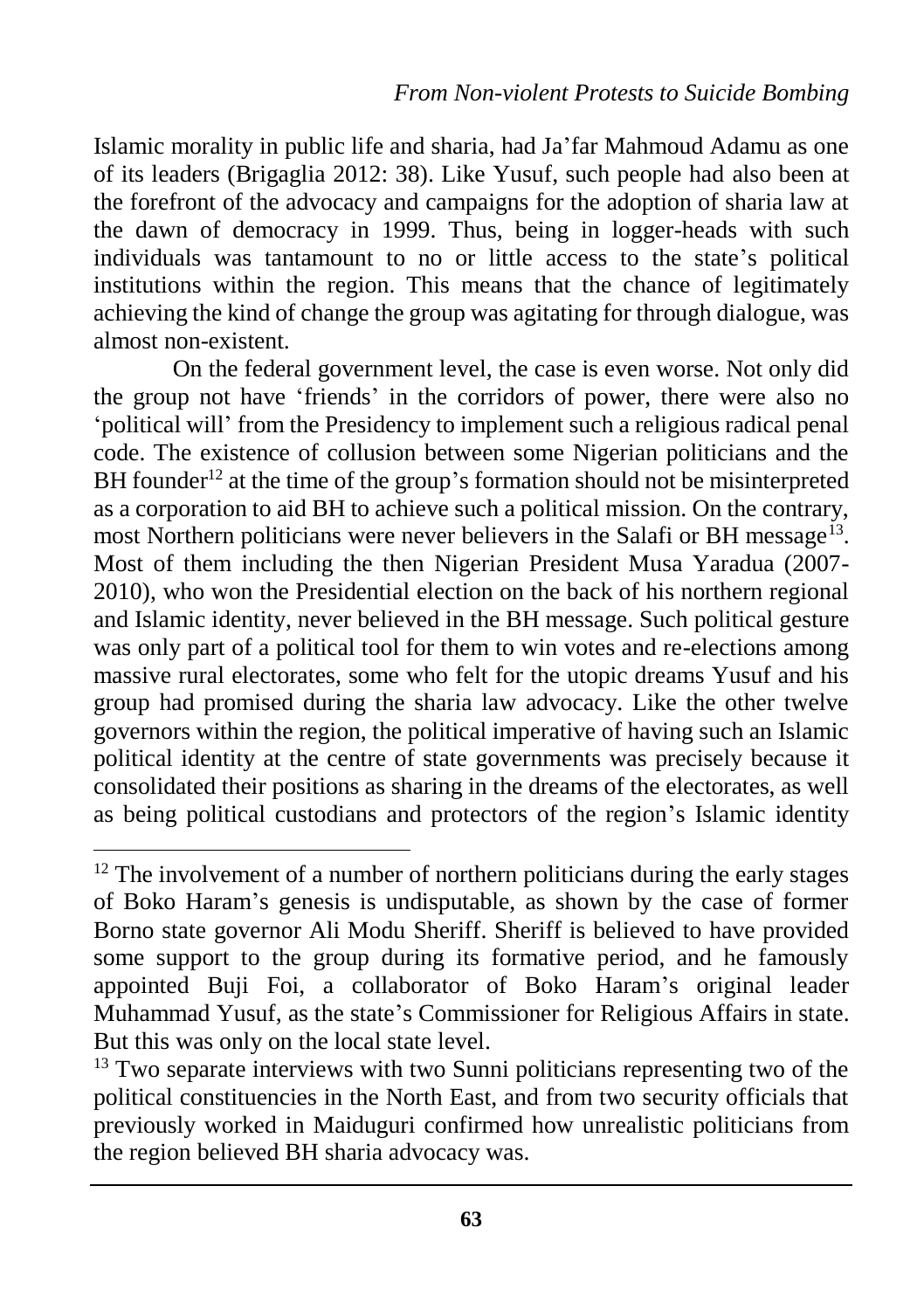Islamic morality in public life and sharia, had Ja'far Mahmoud Adamu as one of its leaders (Brigaglia 2012: 38). Like Yusuf, such people had also been at the forefront of the advocacy and campaigns for the adoption of sharia law at the dawn of democracy in 1999. Thus, being in logger-heads with such individuals was tantamount to no or little access to the state's political institutions within the region. This means that the chance of legitimately achieving the kind of change the group was agitating for through dialogue, was almost non-existent.

On the federal government level, the case is even worse. Not only did the group not have 'friends' in the corridors of power, there were also no 'political will' from the Presidency to implement such a religious radical penal code. The existence of collusion between some Nigerian politicians and the BH founder[12] at the time of the group's formation should not be misinterpreted as a corporation to aid BH to achieve such a political mission. On the contrary, most Northern politicians were never believers in the Salafi or BH message[13]. Most of them including the then Nigerian President Musa Yaradua (2007-2010), who won the Presidential election on the back of his northern regional and Islamic identity, never believed in the BH message. Such political gesture was only part of a political tool for them to win votes and re-elections among massive rural electorates, some who felt for the utopic dreams Yusuf and his group had promised during the sharia law advocacy. Like the other twelve governors within the region, the political imperative of having such an Islamic political identity at the centre of state governments was precisely because it consolidated their positions as sharing in the dreams of the electorates, as well as being political custodians and protectors of the region's Islamic identity

---

[12] The involvement of a number of northern politicians during the early stages of Boko Haram's genesis is undisputable, as shown by the case of former Borno state governor Ali Modu Sheriff. Sheriff is believed to have provided some support to the group during its formative period, and he famously appointed Buji Foi, a collaborator of Boko Haram's original leader Muhammad Yusuf, as the state's Commissioner for Religious Affairs in state. But this was only on the local state level.

[13] Two separate interviews with two Sunni politicians representing two of the political constituencies in the North East, and from two security officials that previously worked in Maiduguri confirmed how unrealistic politicians from the region believed BH sharia advocacy was.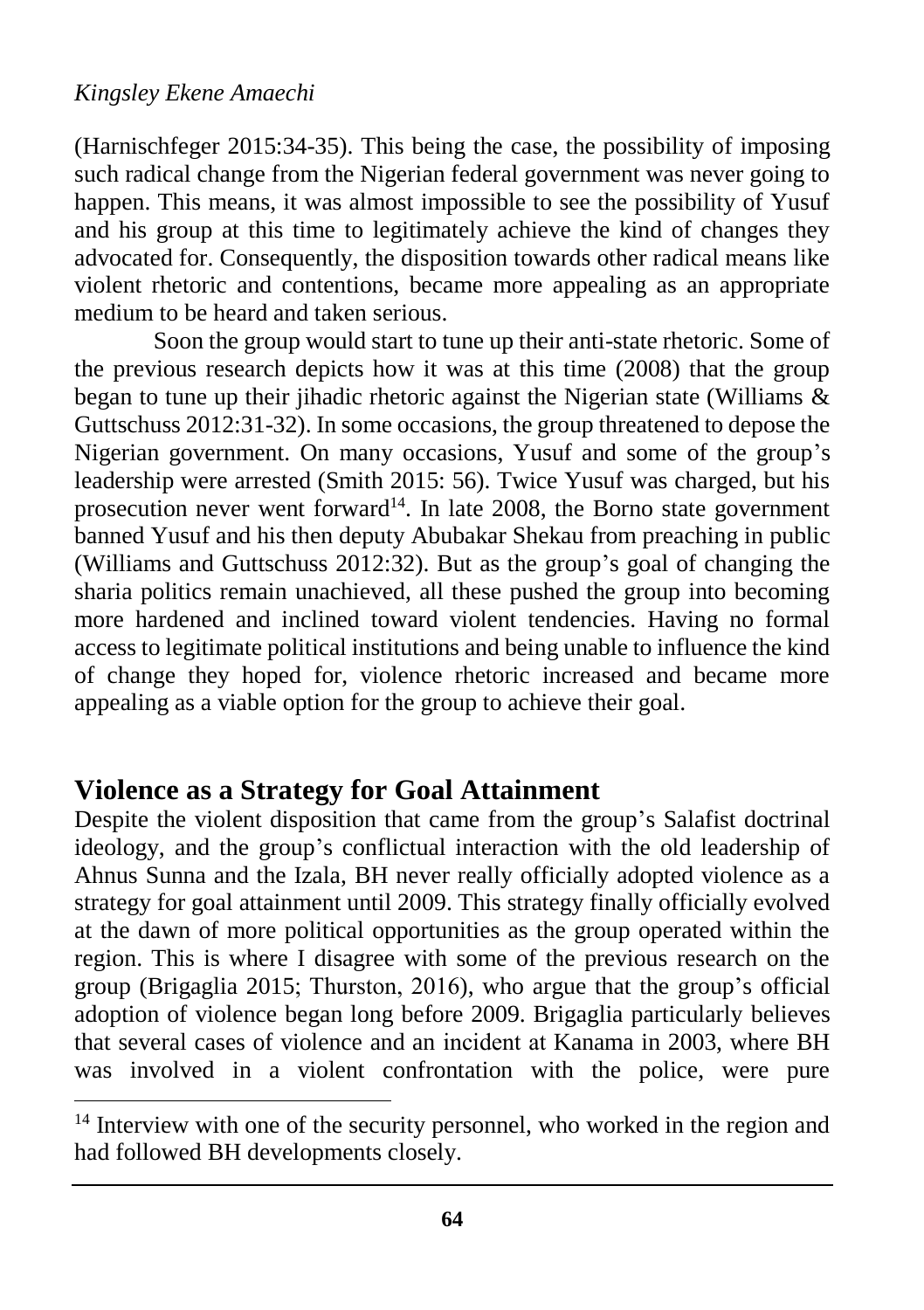(Harnischfeger 2015:34-35). This being the case, the possibility of imposing such radical change from the Nigerian federal government was never going to happen. This means, it was almost impossible to see the possibility of Yusuf and his group at this time to legitimately achieve the kind of changes they advocated for. Consequently, the disposition towards other radical means like violent rhetoric and contentions, became more appealing as an appropriate medium to be heard and taken serious.

Soon the group would start to tune up their anti-state rhetoric. Some of the previous research depicts how it was at this time (2008) that the group began to tune up their jihadic rhetoric against the Nigerian state (Williams & Guttschuss 2012:31-32). In some occasions, the group threatened to depose the Nigerian government. On many occasions, Yusuf and some of the group's leadership were arrested (Smith 2015: 56). Twice Yusuf was charged, but his prosecution never went forward[14]. In late 2008, the Borno state government banned Yusuf and his then deputy Abubakar Shekau from preaching in public (Williams and Guttschuss 2012:32). But as the group's goal of changing the sharia politics remain unachieved, all these pushed the group into becoming more hardened and inclined toward violent tendencies. Having no formal access to legitimate political institutions and being unable to influence the kind of change they hoped for, violence rhetoric increased and became more appealing as a viable option for the group to achieve their goal.

## Violence as a Strategy for Goal Attainment

Despite the violent disposition that came from the group's Salafist doctrinal ideology, and the group's conflictual interaction with the old leadership of Ahnus Sunna and the Izala, BH never really officially adopted violence as a strategy for goal attainment until 2009. This strategy finally officially evolved at the dawn of more political opportunities as the group operated within the region. This is where I disagree with some of the previous research on the group (Brigaglia 2015; Thurston, 2016), who argue that the group's official adoption of violence began long before 2009. Brigaglia particularly believes that several cases of violence and an incident at Kanama in 2003, where BH was involved in a violent confrontation with the police, were pure

[14] Interview with one of the security personnel, who worked in the region and had followed BH developments closely.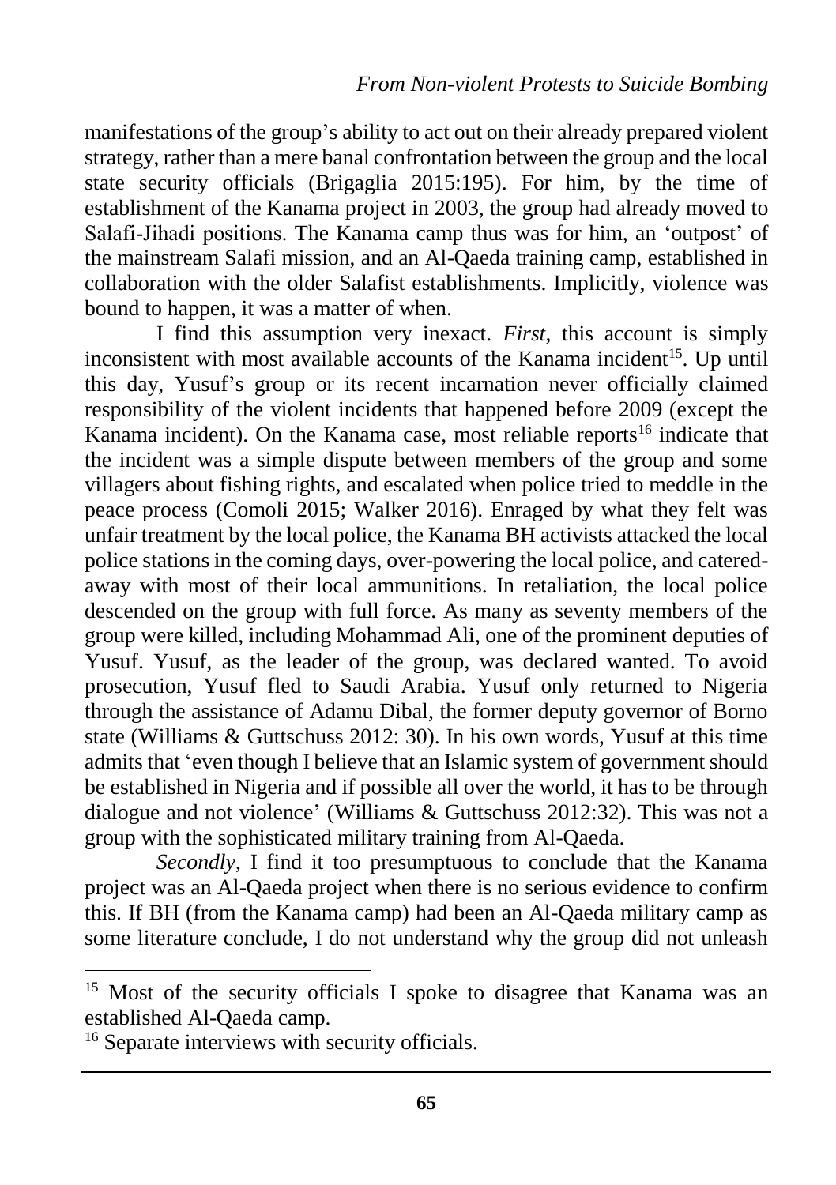manifestations of the group's ability to act out on their already prepared violent strategy, rather than a mere banal confrontation between the group and the local state security officials (Brigaglia 2015:195). For him, by the time of establishment of the Kanama project in 2003, the group had already moved to Salafi-Jihadi positions. The Kanama camp thus was for him, an 'outpost' of the mainstream Salafi mission, and an Al-Qaeda training camp, established in collaboration with the older Salafist establishments. Implicitly, violence was bound to happen, it was a matter of when.

I find this assumption very inexact. *First*, this account is simply inconsistent with most available accounts of the Kanama incident[15]. Up until this day, Yusuf's group or its recent incarnation never officially claimed responsibility of the violent incidents that happened before 2009 (except the Kanama incident). On the Kanama case, most reliable reports[16] indicate that the incident was a simple dispute between members of the group and some villagers about fishing rights, and escalated when police tried to meddle in the peace process (Comoli 2015; Walker 2016). Enraged by what they felt was unfair treatment by the local police, the Kanama BH activists attacked the local police stations in the coming days, over-powering the local police, and catered-away with most of their local ammunitions. In retaliation, the local police descended on the group with full force. As many as seventy members of the group were killed, including Mohammad Ali, one of the prominent deputies of Yusuf. Yusuf, as the leader of the group, was declared wanted. To avoid prosecution, Yusuf fled to Saudi Arabia. Yusuf only returned to Nigeria through the assistance of Adamu Dibal, the former deputy governor of Borno state (Williams & Guttschuss 2012: 30). In his own words, Yusuf at this time admits that 'even though I believe that an Islamic system of government should be established in Nigeria and if possible all over the world, it has to be through dialogue and not violence' (Williams & Guttschuss 2012:32). This was not a group with the sophisticated military training from Al-Qaeda.

*Secondly*, I find it too presumptuous to conclude that the Kanama project was an Al-Qaeda project when there is no serious evidence to confirm this. If BH (from the Kanama camp) had been an Al-Qaeda military camp as some literature conclude, I do not understand why the group did not unleash

---

[15] Most of the security officials I spoke to disagree that Kanama was an established Al-Qaeda camp.

[16] Separate interviews with security officials.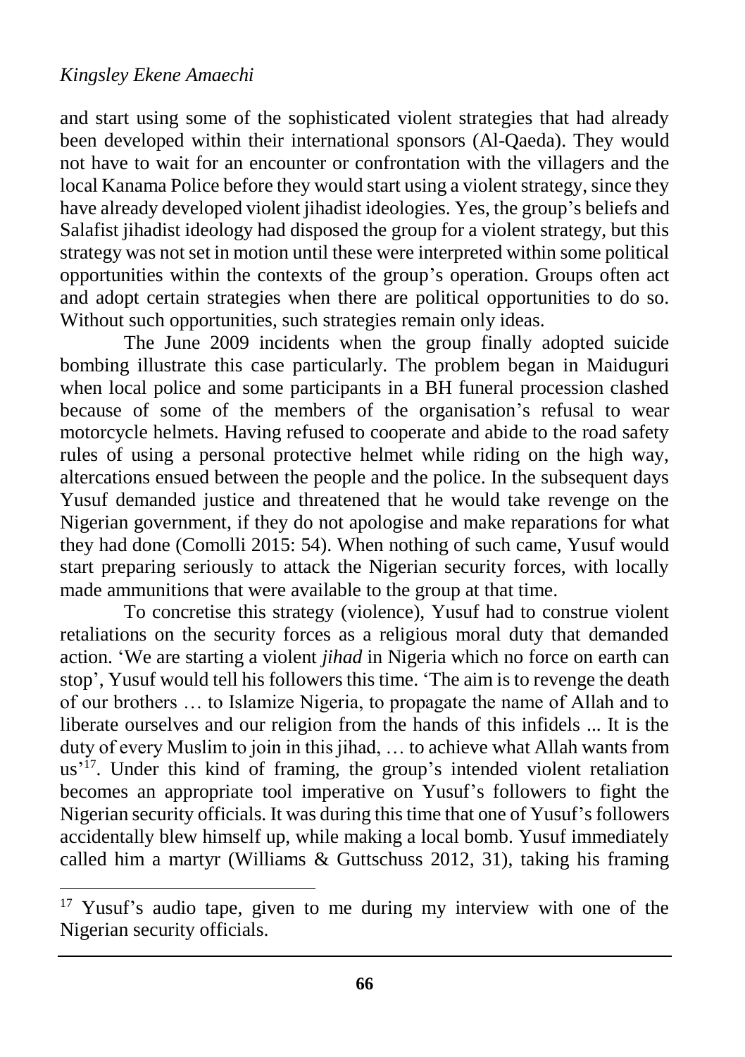and start using some of the sophisticated violent strategies that had already been developed within their international sponsors (Al-Qaeda). They would not have to wait for an encounter or confrontation with the villagers and the local Kanama Police before they would start using a violent strategy, since they have already developed violent jihadist ideologies. Yes, the group's beliefs and Salafist jihadist ideology had disposed the group for a violent strategy, but this strategy was not set in motion until these were interpreted within some political opportunities within the contexts of the group's operation. Groups often act and adopt certain strategies when there are political opportunities to do so. Without such opportunities, such strategies remain only ideas.

The June 2009 incidents when the group finally adopted suicide bombing illustrate this case particularly. The problem began in Maiduguri when local police and some participants in a BH funeral procession clashed because of some of the members of the organisation's refusal to wear motorcycle helmets. Having refused to cooperate and abide to the road safety rules of using a personal protective helmet while riding on the high way, altercations ensued between the people and the police. In the subsequent days Yusuf demanded justice and threatened that he would take revenge on the Nigerian government, if they do not apologise and make reparations for what they had done (Comolli 2015: 54). When nothing of such came, Yusuf would start preparing seriously to attack the Nigerian security forces, with locally made ammunitions that were available to the group at that time.

To concretise this strategy (violence), Yusuf had to construe violent retaliations on the security forces as a religious moral duty that demanded action. 'We are starting a violent *jihad* in Nigeria which no force on earth can stop', Yusuf would tell his followers this time. 'The aim is to revenge the death of our brothers … to Islamize Nigeria, to propagate the name of Allah and to liberate ourselves and our religion from the hands of this infidels ... It is the duty of every Muslim to join in this jihad, … to achieve what Allah wants from us'[17]. Under this kind of framing, the group's intended violent retaliation becomes an appropriate tool imperative on Yusuf's followers to fight the Nigerian security officials. It was during this time that one of Yusuf's followers accidentally blew himself up, while making a local bomb. Yusuf immediately called him a martyr (Williams & Guttschuss 2012, 31), taking his framing

[17] Yusuf's audio tape, given to me during my interview with one of the Nigerian security officials.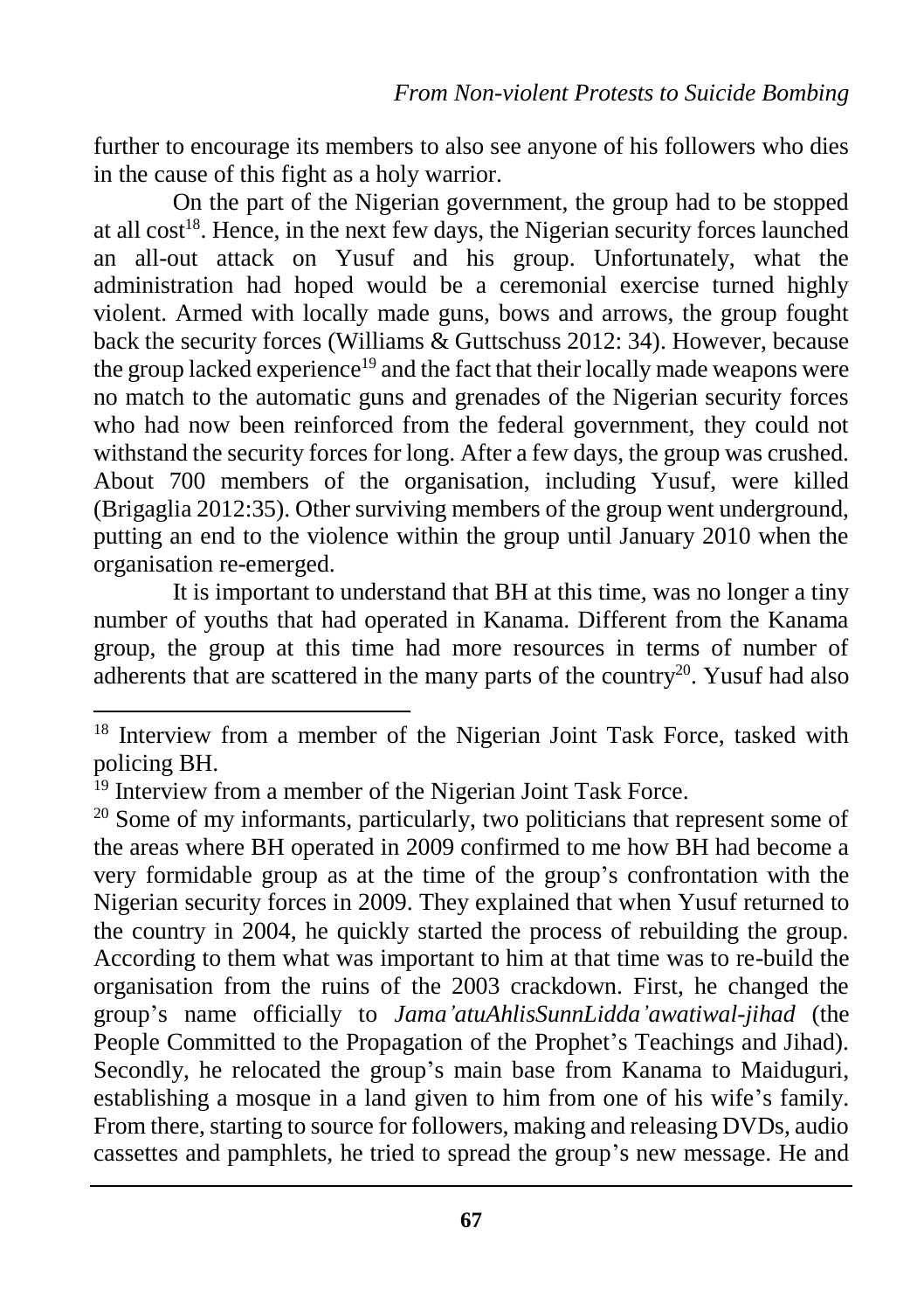further to encourage its members to also see anyone of his followers who dies in the cause of this fight as a holy warrior.

On the part of the Nigerian government, the group had to be stopped at all cost[18]. Hence, in the next few days, the Nigerian security forces launched an all-out attack on Yusuf and his group. Unfortunately, what the administration had hoped would be a ceremonial exercise turned highly violent. Armed with locally made guns, bows and arrows, the group fought back the security forces (Williams & Guttschuss 2012: 34). However, because the group lacked experience[19] and the fact that their locally made weapons were no match to the automatic guns and grenades of the Nigerian security forces who had now been reinforced from the federal government, they could not withstand the security forces for long. After a few days, the group was crushed. About 700 members of the organisation, including Yusuf, were killed (Brigaglia 2012:35). Other surviving members of the group went underground, putting an end to the violence within the group until January 2010 when the organisation re-emerged.

It is important to understand that BH at this time, was no longer a tiny number of youths that had operated in Kanama. Different from the Kanama group, the group at this time had more resources in terms of number of adherents that are scattered in the many parts of the country[20]. Yusuf had also

---

[18] Interview from a member of the Nigerian Joint Task Force, tasked with policing BH.

[19] Interview from a member of the Nigerian Joint Task Force.

[20] Some of my informants, particularly, two politicians that represent some of the areas where BH operated in 2009 confirmed to me how BH had become a very formidable group as at the time of the group's confrontation with the Nigerian security forces in 2009. They explained that when Yusuf returned to the country in 2004, he quickly started the process of rebuilding the group. According to them what was important to him at that time was to re-build the organisation from the ruins of the 2003 crackdown. First, he changed the group's name officially to *Jama'atuAhlisSunnLidda'awatiwal-jihad* (the People Committed to the Propagation of the Prophet's Teachings and Jihad). Secondly, he relocated the group's main base from Kanama to Maiduguri, establishing a mosque in a land given to him from one of his wife's family. From there, starting to source for followers, making and releasing DVDs, audio cassettes and pamphlets, he tried to spread the group's new message. He and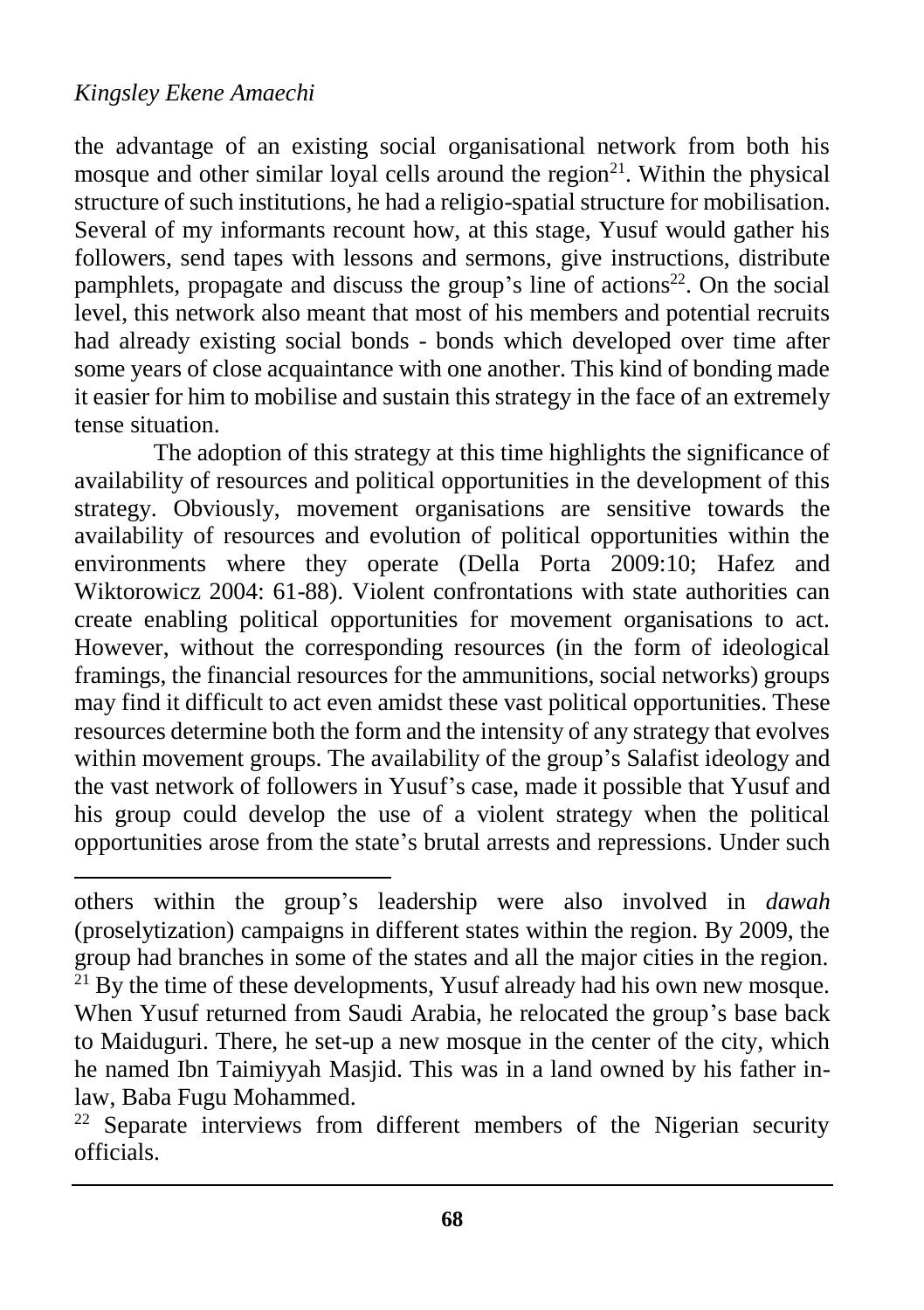the advantage of an existing social organisational network from both his mosque and other similar loyal cells around the region[21]. Within the physical structure of such institutions, he had a religio-spatial structure for mobilisation. Several of my informants recount how, at this stage, Yusuf would gather his followers, send tapes with lessons and sermons, give instructions, distribute pamphlets, propagate and discuss the group's line of actions[22]. On the social level, this network also meant that most of his members and potential recruits had already existing social bonds - bonds which developed over time after some years of close acquaintance with one another. This kind of bonding made it easier for him to mobilise and sustain this strategy in the face of an extremely tense situation.

The adoption of this strategy at this time highlights the significance of availability of resources and political opportunities in the development of this strategy. Obviously, movement organisations are sensitive towards the availability of resources and evolution of political opportunities within the environments where they operate (Della Porta 2009:10; Hafez and Wiktorowicz 2004: 61-88). Violent confrontations with state authorities can create enabling political opportunities for movement organisations to act. However, without the corresponding resources (in the form of ideological framings, the financial resources for the ammunitions, social networks) groups may find it difficult to act even amidst these vast political opportunities. These resources determine both the form and the intensity of any strategy that evolves within movement groups. The availability of the group's Salafist ideology and the vast network of followers in Yusuf's case, made it possible that Yusuf and his group could develop the use of a violent strategy when the political opportunities arose from the state's brutal arrests and repressions. Under such

---

others within the group's leadership were also involved in *dawah* (proselytization) campaigns in different states within the region. By 2009, the group had branches in some of the states and all the major cities in the region.

[21] By the time of these developments, Yusuf already had his own new mosque. When Yusuf returned from Saudi Arabia, he relocated the group's base back to Maiduguri. There, he set-up a new mosque in the center of the city, which he named Ibn Taimiyyah Masjid. This was in a land owned by his father in-law, Baba Fugu Mohammed.

[22] Separate interviews from different members of the Nigerian security officials.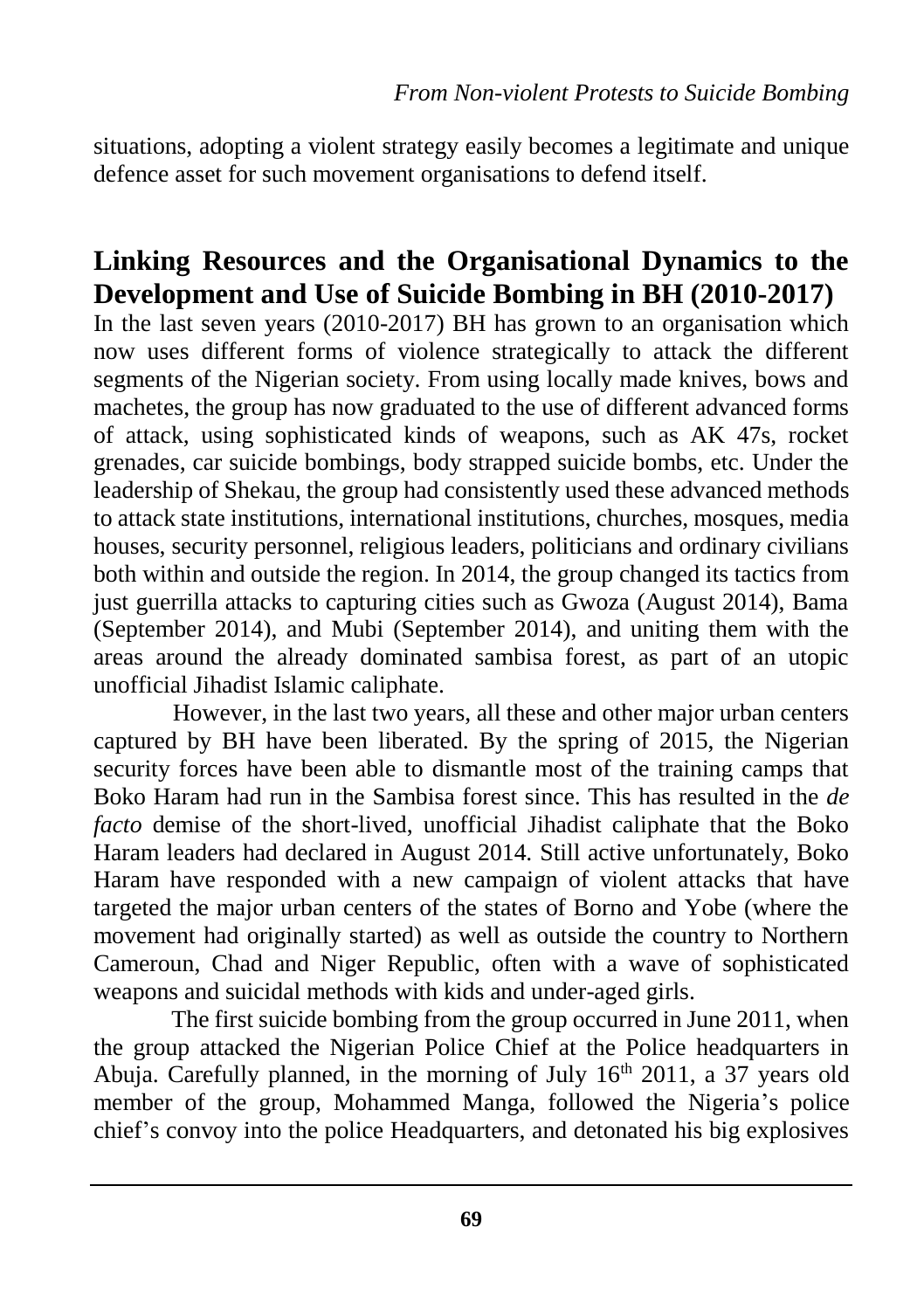situations, adopting a violent strategy easily becomes a legitimate and unique defence asset for such movement organisations to defend itself.

## Linking Resources and the Organisational Dynamics to the Development and Use of Suicide Bombing in BH (2010-2017)

In the last seven years (2010-2017) BH has grown to an organisation which now uses different forms of violence strategically to attack the different segments of the Nigerian society. From using locally made knives, bows and machetes, the group has now graduated to the use of different advanced forms of attack, using sophisticated kinds of weapons, such as AK 47s, rocket grenades, car suicide bombings, body strapped suicide bombs, etc. Under the leadership of Shekau, the group had consistently used these advanced methods to attack state institutions, international institutions, churches, mosques, media houses, security personnel, religious leaders, politicians and ordinary civilians both within and outside the region. In 2014, the group changed its tactics from just guerrilla attacks to capturing cities such as Gwoza (August 2014), Bama (September 2014), and Mubi (September 2014), and uniting them with the areas around the already dominated sambisa forest, as part of an utopic unofficial Jihadist Islamic caliphate.

However, in the last two years, all these and other major urban centers captured by BH have been liberated. By the spring of 2015, the Nigerian security forces have been able to dismantle most of the training camps that Boko Haram had run in the Sambisa forest since. This has resulted in the *de facto* demise of the short-lived, unofficial Jihadist caliphate that the Boko Haram leaders had declared in August 2014. Still active unfortunately, Boko Haram have responded with a new campaign of violent attacks that have targeted the major urban centers of the states of Borno and Yobe (where the movement had originally started) as well as outside the country to Northern Cameroun, Chad and Niger Republic, often with a wave of sophisticated weapons and suicidal methods with kids and under-aged girls.

The first suicide bombing from the group occurred in June 2011, when the group attacked the Nigerian Police Chief at the Police headquarters in Abuja. Carefully planned, in the morning of July 16th 2011, a 37 years old member of the group, Mohammed Manga, followed the Nigeria's police chief's convoy into the police Headquarters, and detonated his big explosives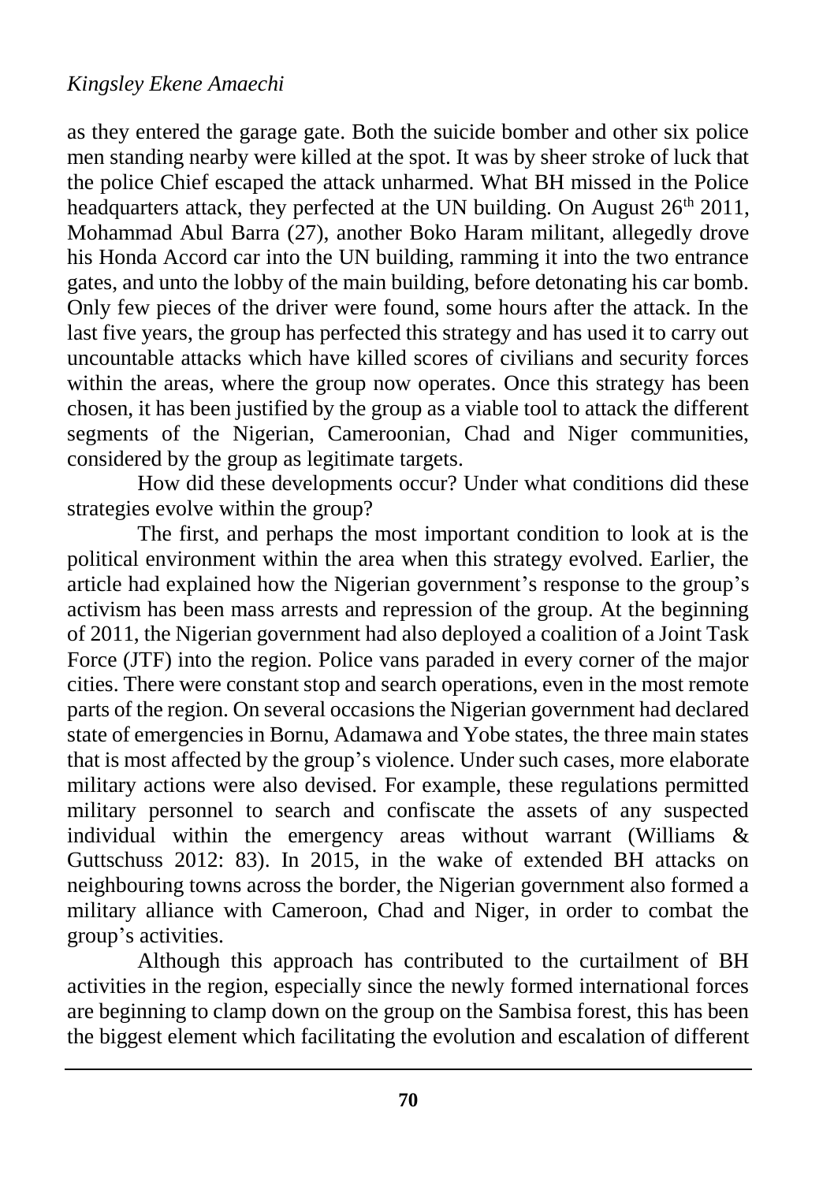as they entered the garage gate. Both the suicide bomber and other six police men standing nearby were killed at the spot. It was by sheer stroke of luck that the police Chief escaped the attack unharmed. What BH missed in the Police headquarters attack, they perfected at the UN building. On August 26th 2011, Mohammad Abul Barra (27), another Boko Haram militant, allegedly drove his Honda Accord car into the UN building, ramming it into the two entrance gates, and unto the lobby of the main building, before detonating his car bomb. Only few pieces of the driver were found, some hours after the attack. In the last five years, the group has perfected this strategy and has used it to carry out uncountable attacks which have killed scores of civilians and security forces within the areas, where the group now operates. Once this strategy has been chosen, it has been justified by the group as a viable tool to attack the different segments of the Nigerian, Cameroonian, Chad and Niger communities, considered by the group as legitimate targets.

How did these developments occur? Under what conditions did these strategies evolve within the group?

The first, and perhaps the most important condition to look at is the political environment within the area when this strategy evolved. Earlier, the article had explained how the Nigerian government's response to the group's activism has been mass arrests and repression of the group. At the beginning of 2011, the Nigerian government had also deployed a coalition of a Joint Task Force (JTF) into the region. Police vans paraded in every corner of the major cities. There were constant stop and search operations, even in the most remote parts of the region. On several occasions the Nigerian government had declared state of emergencies in Bornu, Adamawa and Yobe states, the three main states that is most affected by the group's violence. Under such cases, more elaborate military actions were also devised. For example, these regulations permitted military personnel to search and confiscate the assets of any suspected individual within the emergency areas without warrant (Williams & Guttschuss 2012: 83). In 2015, in the wake of extended BH attacks on neighbouring towns across the border, the Nigerian government also formed a military alliance with Cameroon, Chad and Niger, in order to combat the group's activities.

Although this approach has contributed to the curtailment of BH activities in the region, especially since the newly formed international forces are beginning to clamp down on the group on the Sambisa forest, this has been the biggest element which facilitating the evolution and escalation of different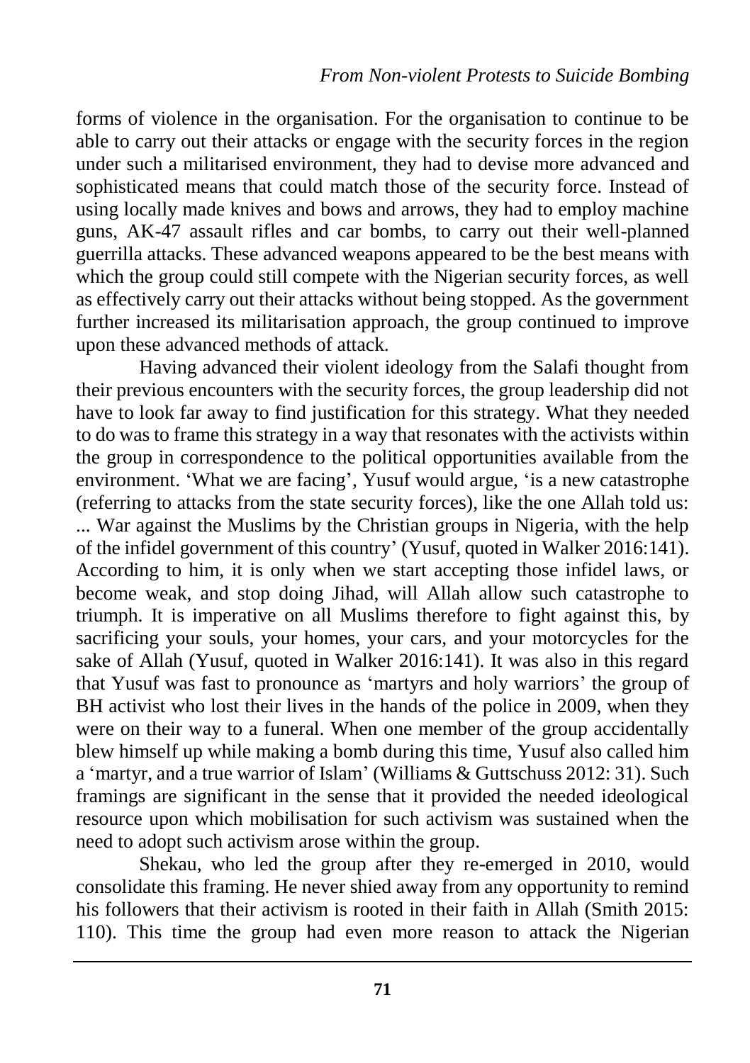forms of violence in the organisation. For the organisation to continue to be able to carry out their attacks or engage with the security forces in the region under such a militarised environment, they had to devise more advanced and sophisticated means that could match those of the security force. Instead of using locally made knives and bows and arrows, they had to employ machine guns, AK-47 assault rifles and car bombs, to carry out their well-planned guerrilla attacks. These advanced weapons appeared to be the best means with which the group could still compete with the Nigerian security forces, as well as effectively carry out their attacks without being stopped. As the government further increased its militarisation approach, the group continued to improve upon these advanced methods of attack.

Having advanced their violent ideology from the Salafi thought from their previous encounters with the security forces, the group leadership did not have to look far away to find justification for this strategy. What they needed to do was to frame this strategy in a way that resonates with the activists within the group in correspondence to the political opportunities available from the environment. 'What we are facing', Yusuf would argue, 'is a new catastrophe (referring to attacks from the state security forces), like the one Allah told us: ... War against the Muslims by the Christian groups in Nigeria, with the help of the infidel government of this country' (Yusuf, quoted in Walker 2016:141). According to him, it is only when we start accepting those infidel laws, or become weak, and stop doing Jihad, will Allah allow such catastrophe to triumph. It is imperative on all Muslims therefore to fight against this, by sacrificing your souls, your homes, your cars, and your motorcycles for the sake of Allah (Yusuf, quoted in Walker 2016:141). It was also in this regard that Yusuf was fast to pronounce as 'martyrs and holy warriors' the group of BH activist who lost their lives in the hands of the police in 2009, when they were on their way to a funeral. When one member of the group accidentally blew himself up while making a bomb during this time, Yusuf also called him a 'martyr, and a true warrior of Islam' (Williams & Guttschuss 2012: 31). Such framings are significant in the sense that it provided the needed ideological resource upon which mobilisation for such activism was sustained when the need to adopt such activism arose within the group.

Shekau, who led the group after they re-emerged in 2010, would consolidate this framing. He never shied away from any opportunity to remind his followers that their activism is rooted in their faith in Allah (Smith 2015: 110). This time the group had even more reason to attack the Nigerian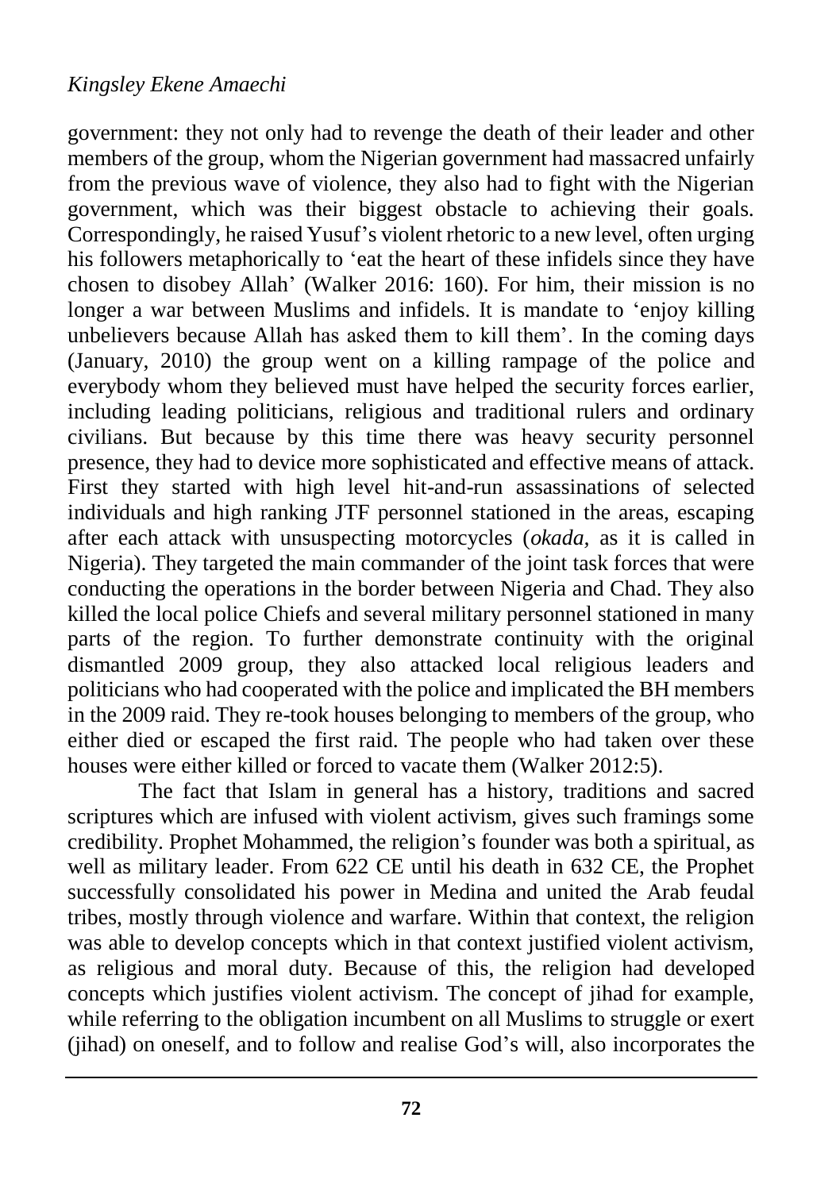government: they not only had to revenge the death of their leader and other members of the group, whom the Nigerian government had massacred unfairly from the previous wave of violence, they also had to fight with the Nigerian government, which was their biggest obstacle to achieving their goals. Correspondingly, he raised Yusuf's violent rhetoric to a new level, often urging his followers metaphorically to 'eat the heart of these infidels since they have chosen to disobey Allah' (Walker 2016: 160). For him, their mission is no longer a war between Muslims and infidels. It is mandate to 'enjoy killing unbelievers because Allah has asked them to kill them'. In the coming days (January, 2010) the group went on a killing rampage of the police and everybody whom they believed must have helped the security forces earlier, including leading politicians, religious and traditional rulers and ordinary civilians. But because by this time there was heavy security personnel presence, they had to device more sophisticated and effective means of attack. First they started with high level hit-and-run assassinations of selected individuals and high ranking JTF personnel stationed in the areas, escaping after each attack with unsuspecting motorcycles (*okada,* as it is called in Nigeria). They targeted the main commander of the joint task forces that were conducting the operations in the border between Nigeria and Chad. They also killed the local police Chiefs and several military personnel stationed in many parts of the region. To further demonstrate continuity with the original dismantled 2009 group, they also attacked local religious leaders and politicians who had cooperated with the police and implicated the BH members in the 2009 raid. They re-took houses belonging to members of the group, who either died or escaped the first raid. The people who had taken over these houses were either killed or forced to vacate them (Walker 2012:5).

The fact that Islam in general has a history, traditions and sacred scriptures which are infused with violent activism, gives such framings some credibility. Prophet Mohammed, the religion's founder was both a spiritual, as well as military leader. From 622 CE until his death in 632 CE, the Prophet successfully consolidated his power in Medina and united the Arab feudal tribes, mostly through violence and warfare. Within that context, the religion was able to develop concepts which in that context justified violent activism, as religious and moral duty. Because of this, the religion had developed concepts which justifies violent activism. The concept of jihad for example, while referring to the obligation incumbent on all Muslims to struggle or exert (jihad) on oneself, and to follow and realise God's will, also incorporates the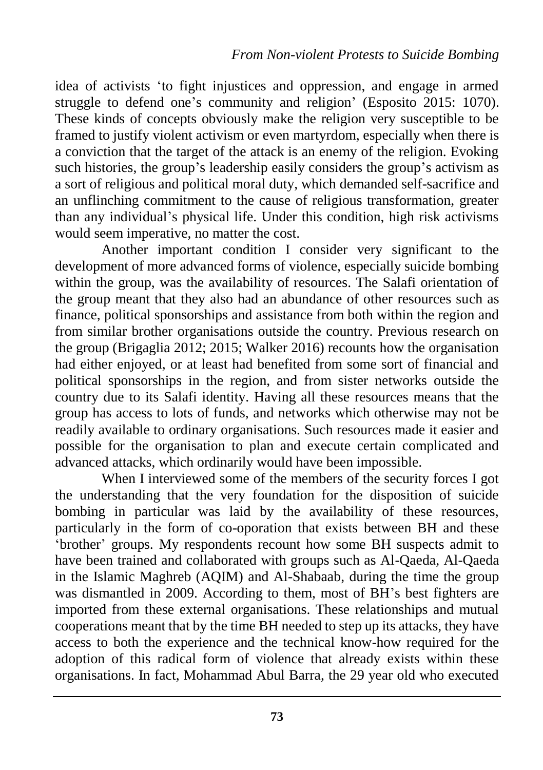idea of activists 'to fight injustices and oppression, and engage in armed struggle to defend one's community and religion' (Esposito 2015: 1070). These kinds of concepts obviously make the religion very susceptible to be framed to justify violent activism or even martyrdom, especially when there is a conviction that the target of the attack is an enemy of the religion. Evoking such histories, the group's leadership easily considers the group's activism as a sort of religious and political moral duty, which demanded self-sacrifice and an unflinching commitment to the cause of religious transformation, greater than any individual's physical life. Under this condition, high risk activisms would seem imperative, no matter the cost.

Another important condition I consider very significant to the development of more advanced forms of violence, especially suicide bombing within the group, was the availability of resources. The Salafi orientation of the group meant that they also had an abundance of other resources such as finance, political sponsorships and assistance from both within the region and from similar brother organisations outside the country. Previous research on the group (Brigaglia 2012; 2015; Walker 2016) recounts how the organisation had either enjoyed, or at least had benefited from some sort of financial and political sponsorships in the region, and from sister networks outside the country due to its Salafi identity. Having all these resources means that the group has access to lots of funds, and networks which otherwise may not be readily available to ordinary organisations. Such resources made it easier and possible for the organisation to plan and execute certain complicated and advanced attacks, which ordinarily would have been impossible.

When I interviewed some of the members of the security forces I got the understanding that the very foundation for the disposition of suicide bombing in particular was laid by the availability of these resources, particularly in the form of co-oporation that exists between BH and these 'brother' groups. My respondents recount how some BH suspects admit to have been trained and collaborated with groups such as Al-Qaeda, Al-Qaeda in the Islamic Maghreb (AQIM) and Al-Shabaab, during the time the group was dismantled in 2009. According to them, most of BH's best fighters are imported from these external organisations. These relationships and mutual cooperations meant that by the time BH needed to step up its attacks, they have access to both the experience and the technical know-how required for the adoption of this radical form of violence that already exists within these organisations. In fact, Mohammad Abul Barra, the 29 year old who executed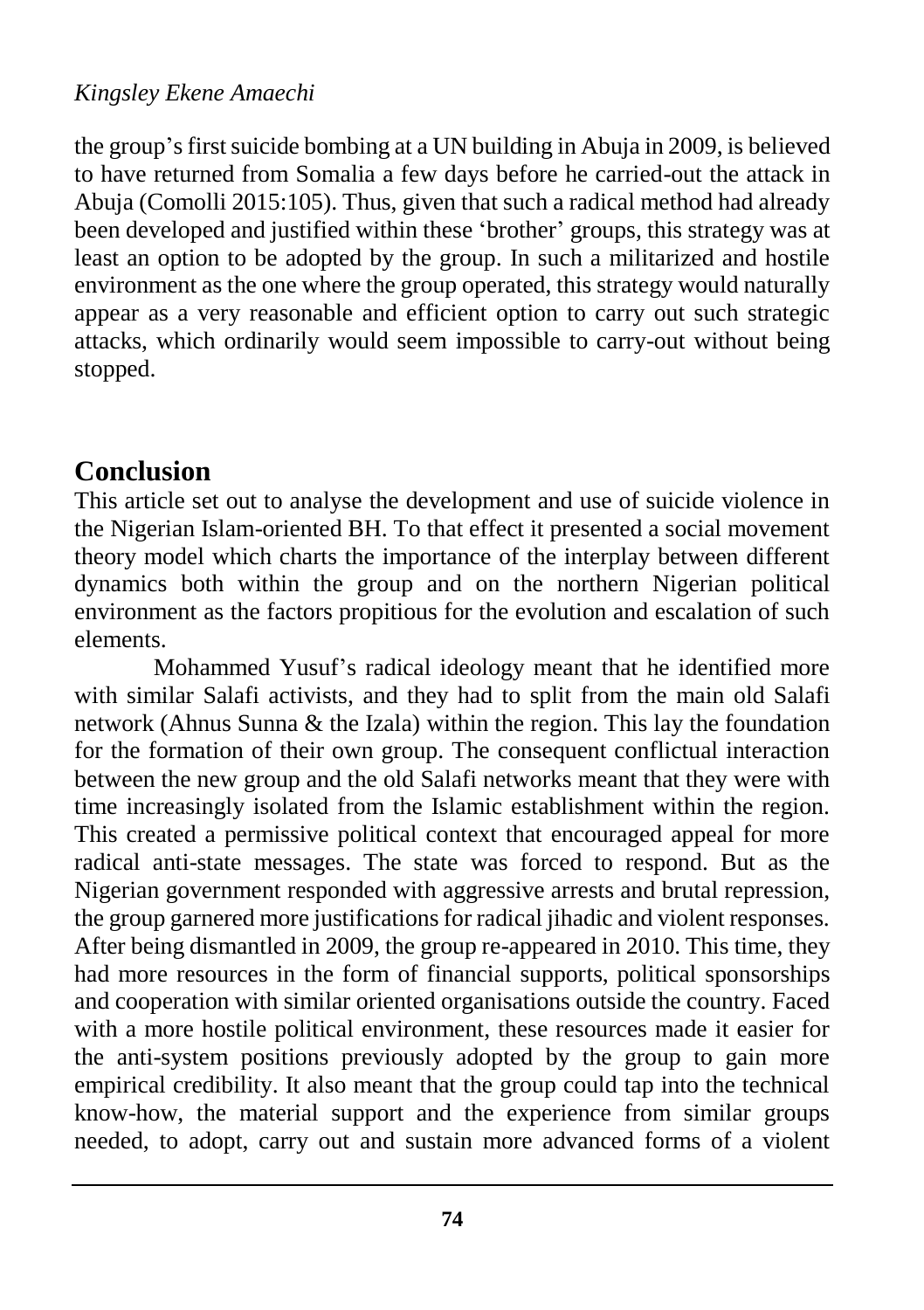the group's first suicide bombing at a UN building in Abuja in 2009, is believed to have returned from Somalia a few days before he carried-out the attack in Abuja (Comolli 2015:105). Thus, given that such a radical method had already been developed and justified within these 'brother' groups, this strategy was at least an option to be adopted by the group. In such a militarized and hostile environment as the one where the group operated, this strategy would naturally appear as a very reasonable and efficient option to carry out such strategic attacks, which ordinarily would seem impossible to carry-out without being stopped.

## Conclusion

This article set out to analyse the development and use of suicide violence in the Nigerian Islam-oriented BH. To that effect it presented a social movement theory model which charts the importance of the interplay between different dynamics both within the group and on the northern Nigerian political environment as the factors propitious for the evolution and escalation of such elements.

Mohammed Yusuf's radical ideology meant that he identified more with similar Salafi activists, and they had to split from the main old Salafi network (Ahnus Sunna & the Izala) within the region. This lay the foundation for the formation of their own group. The consequent conflictual interaction between the new group and the old Salafi networks meant that they were with time increasingly isolated from the Islamic establishment within the region. This created a permissive political context that encouraged appeal for more radical anti-state messages. The state was forced to respond. But as the Nigerian government responded with aggressive arrests and brutal repression, the group garnered more justifications for radical jihadic and violent responses. After being dismantled in 2009, the group re-appeared in 2010. This time, they had more resources in the form of financial supports, political sponsorships and cooperation with similar oriented organisations outside the country. Faced with a more hostile political environment, these resources made it easier for the anti-system positions previously adopted by the group to gain more empirical credibility. It also meant that the group could tap into the technical know-how, the material support and the experience from similar groups needed, to adopt, carry out and sustain more advanced forms of a violent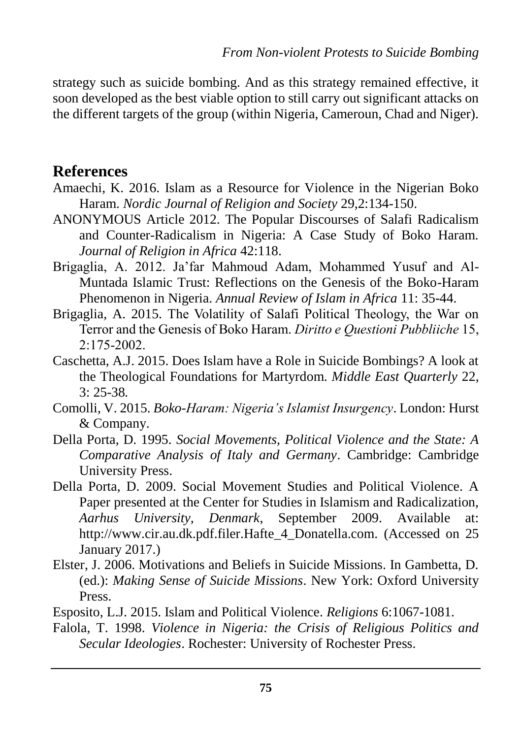strategy such as suicide bombing. And as this strategy remained effective, it soon developed as the best viable option to still carry out significant attacks on the different targets of the group (within Nigeria, Cameroun, Chad and Niger).

## References

Amaechi, K. 2016. Islam as a Resource for Violence in the Nigerian Boko Haram. *Nordic Journal of Religion and Society* 29,2:134-150.

ANONYMOUS Article 2012. The Popular Discourses of Salafi Radicalism and Counter-Radicalism in Nigeria: A Case Study of Boko Haram. *Journal of Religion in Africa* 42:118.

Brigaglia, A. 2012. Ja'far Mahmoud Adam, Mohammed Yusuf and Al-Muntada Islamic Trust: Reflections on the Genesis of the Boko-Haram Phenomenon in Nigeria. *Annual Review of Islam in Africa* 11: 35-44.

Brigaglia, A. 2015. The Volatility of Salafi Political Theology, the War on Terror and the Genesis of Boko Haram. *Diritto e Questioni Pubbliiche* 15, 2:175-2002.

Caschetta, A.J. 2015. Does Islam have a Role in Suicide Bombings? A look at the Theological Foundations for Martyrdom. *Middle East Quarterly* 22, 3: 25-38.

Comolli, V. 2015. *Boko-Haram: Nigeria's Islamist Insurgency*. London: Hurst & Company.

Della Porta, D. 1995. *Social Movements, Political Violence and the State: A Comparative Analysis of Italy and Germany*. Cambridge: Cambridge University Press.

Della Porta, D. 2009. Social Movement Studies and Political Violence. A Paper presented at the Center for Studies in Islamism and Radicalization, *Aarhus University, Denmark*, September 2009. Available at: http://www.cir.au.dk.pdf.filer.Hafte_4_Donatella.com. (Accessed on 25 January 2017.)

Elster, J. 2006. Motivations and Beliefs in Suicide Missions. In Gambetta, D. (ed.): *Making Sense of Suicide Missions*. New York: Oxford University Press.

Esposito, L.J. 2015. Islam and Political Violence. *Religions* 6:1067-1081.

Falola, T. 1998. *Violence in Nigeria: the Crisis of Religious Politics and Secular Ideologies*. Rochester: University of Rochester Press.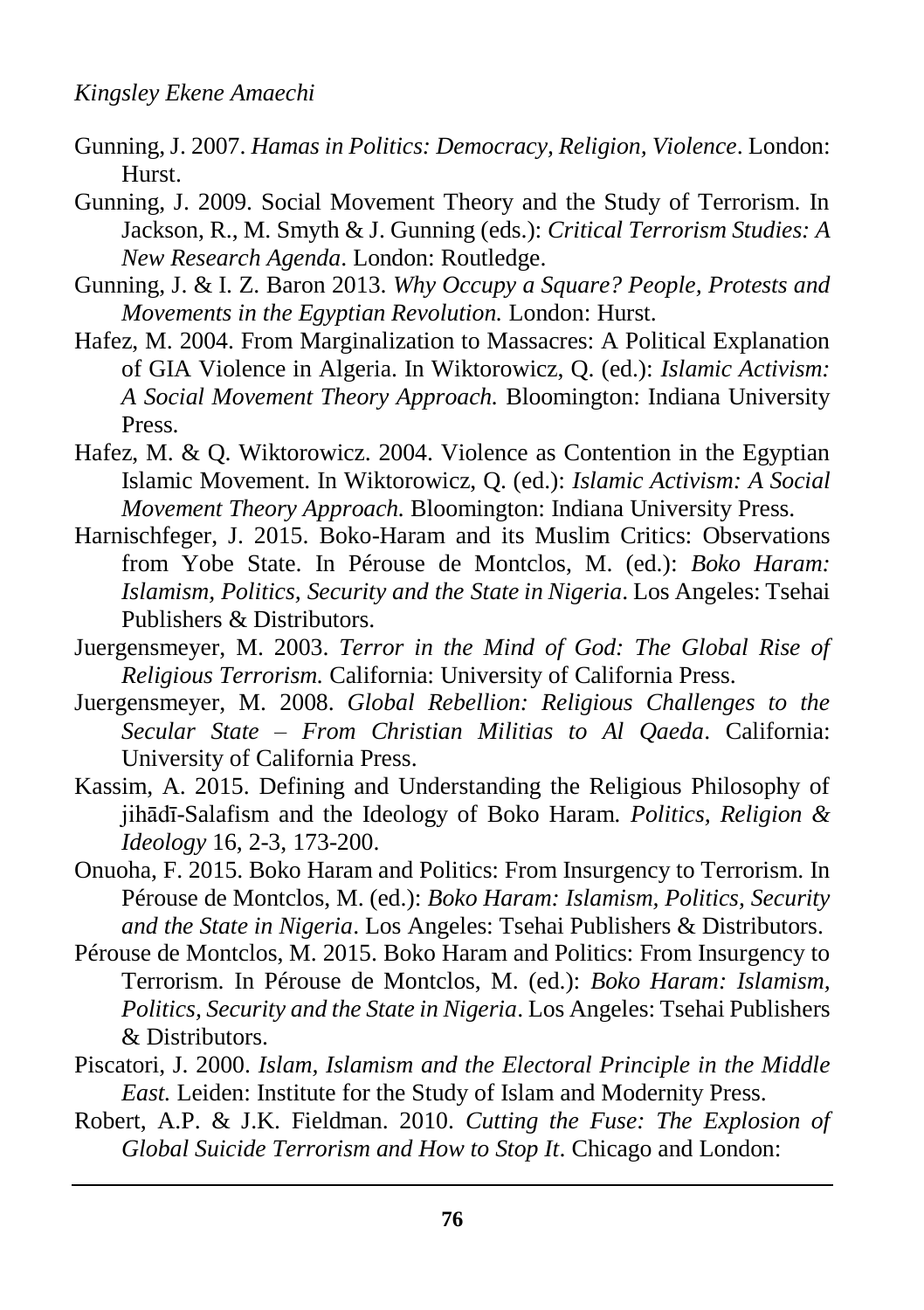Gunning, J. 2007. *Hamas in Politics: Democracy, Religion, Violence*. London: Hurst.

Gunning, J. 2009. Social Movement Theory and the Study of Terrorism. In Jackson, R., M. Smyth & J. Gunning (eds.): *Critical Terrorism Studies: A New Research Agenda*. London: Routledge.

Gunning, J. & I. Z. Baron 2013. *Why Occupy a Square? People, Protests and Movements in the Egyptian Revolution.* London: Hurst.

Hafez, M. 2004. From Marginalization to Massacres: A Political Explanation of GIA Violence in Algeria. In Wiktorowicz, Q. (ed.): *Islamic Activism: A Social Movement Theory Approach.* Bloomington: Indiana University Press.

Hafez, M. & Q. Wiktorowicz. 2004. Violence as Contention in the Egyptian Islamic Movement. In Wiktorowicz, Q. (ed.): *Islamic Activism: A Social Movement Theory Approach.* Bloomington: Indiana University Press.

Harnischfeger, J. 2015. Boko-Haram and its Muslim Critics: Observations from Yobe State. In Pérouse de Montclos, M. (ed.): *Boko Haram: Islamism, Politics, Security and the State in Nigeria*. Los Angeles: Tsehai Publishers & Distributors.

Juergensmeyer, M. 2003. *Terror in the Mind of God: The Global Rise of Religious Terrorism.* California: University of California Press.

Juergensmeyer, M. 2008. *Global Rebellion: Religious Challenges to the Secular State – From Christian Militias to Al Qaeda*. California: University of California Press.

Kassim, A. 2015. Defining and Understanding the Religious Philosophy of jihādī-Salafism and the Ideology of Boko Haram. *Politics, Religion & Ideology* 16, 2-3, 173-200.

Onuoha, F. 2015. Boko Haram and Politics: From Insurgency to Terrorism. In Pérouse de Montclos, M. (ed.): *Boko Haram: Islamism, Politics, Security and the State in Nigeria*. Los Angeles: Tsehai Publishers & Distributors.

Pérouse de Montclos, M. 2015. Boko Haram and Politics: From Insurgency to Terrorism. In Pérouse de Montclos, M. (ed.): *Boko Haram: Islamism, Politics, Security and the State in Nigeria*. Los Angeles: Tsehai Publishers & Distributors.

Piscatori, J. 2000. *Islam, Islamism and the Electoral Principle in the Middle East.* Leiden: Institute for the Study of Islam and Modernity Press.

Robert, A.P. & J.K. Fieldman. 2010. *Cutting the Fuse: The Explosion of Global Suicide Terrorism and How to Stop It*. Chicago and London: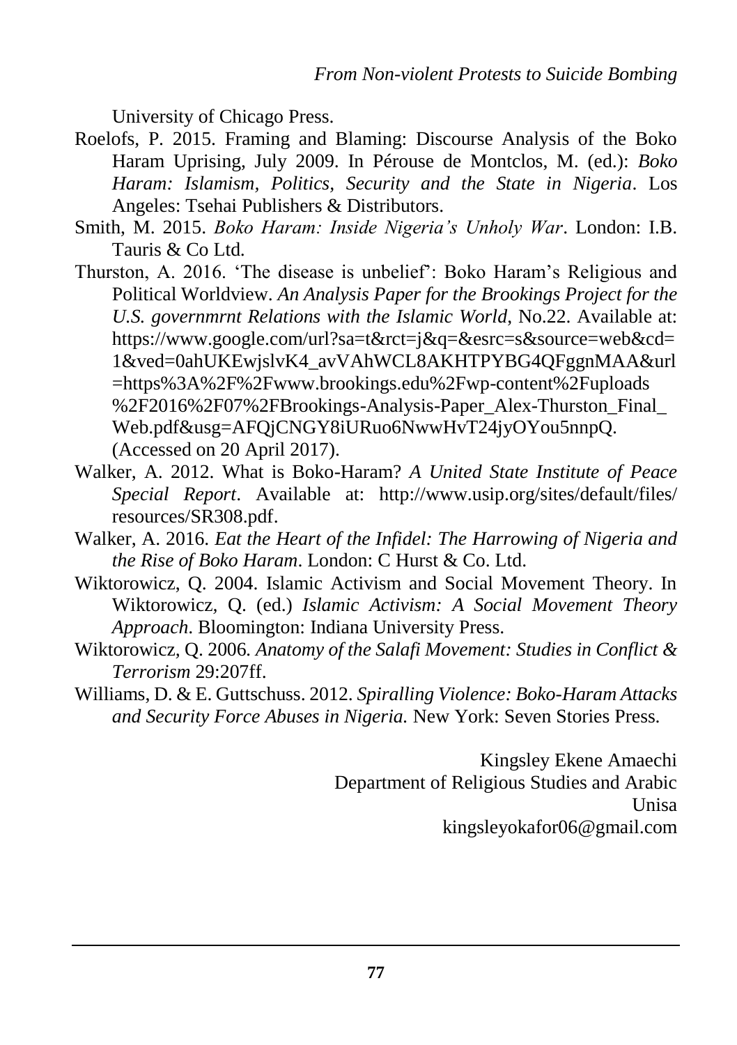University of Chicago Press.

Roelofs, P. 2015. Framing and Blaming: Discourse Analysis of the Boko Haram Uprising, July 2009. In Pérouse de Montclos, M. (ed.): *Boko Haram: Islamism, Politics, Security and the State in Nigeria*. Los Angeles: Tsehai Publishers & Distributors.

Smith, M. 2015. *Boko Haram: Inside Nigeria's Unholy War*. London: I.B. Tauris & Co Ltd.

Thurston, A. 2016. 'The disease is unbelief': Boko Haram's Religious and Political Worldview. *An Analysis Paper for the Brookings Project for the U.S. governmrnt Relations with the Islamic World*, No.22. Available at: https://www.google.com/url?sa=t&rct=j&q=&esrc=s&source=web&cd=1&ved=0ahUKEwjslvK4_avVAhWCL8AKHTPYBG4QFggnMAA&url=https%3A%2F%2Fwww.brookings.edu%2Fwp-content%2Fuploads%2F2016%2F07%2FBrookings-Analysis-Paper_Alex-Thurston_Final_Web.pdf&usg=AFQjCNGY8iURuo6NwwHvT24jyOYou5nnpQ. (Accessed on 20 April 2017).

Walker, A. 2012. What is Boko-Haram? *A United State Institute of Peace Special Report*. Available at: http://www.usip.org/sites/default/files/resources/SR308.pdf.

Walker, A. 2016. *Eat the Heart of the Infidel: The Harrowing of Nigeria and the Rise of Boko Haram*. London: C Hurst & Co. Ltd.

Wiktorowicz, Q. 2004. Islamic Activism and Social Movement Theory. In Wiktorowicz, Q. (ed.) *Islamic Activism: A Social Movement Theory Approach*. Bloomington: Indiana University Press.

Wiktorowicz, Q. 2006. *Anatomy of the Salafi Movement: Studies in Conflict & Terrorism* 29:207ff.

Williams, D. & E. Guttschuss. 2012. *Spiralling Violence: Boko-Haram Attacks and Security Force Abuses in Nigeria.* New York: Seven Stories Press.

Kingsley Ekene Amaechi
Department of Religious Studies and Arabic
Unisa
kingsleyokafor06@gmail.com